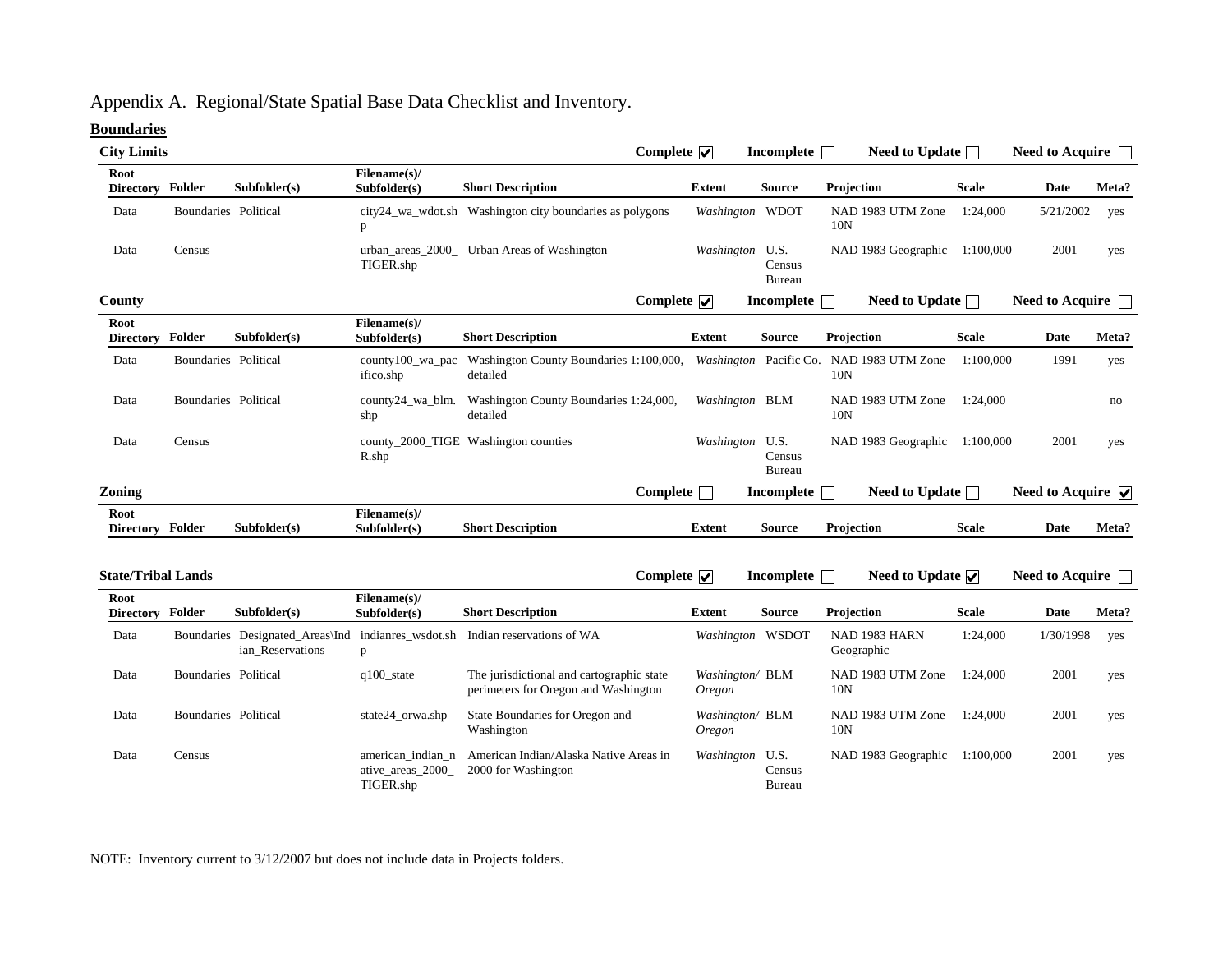# Appendix A. Regional/State Spatial Base Data Checklist and Inventory.

## Boundaries

### City Limits

Complete ☑ Incomplete ☐ Need to Update ☐ Need to Acquire ☐

| Root Directory | Folder | Subfolder(s) | Filename(s)/ Subfolder(s) | Short Description | Extent | Source | Projection | Scale | Date | Meta? |
|---|---|---|---|---|---|---|---|---|---|---|
| Data | Boundaries | Political | city24_wa_wdot.shp | Washington city boundaries as polygons | *Washington* | WDOT | NAD 1983 UTM Zone 10N | 1:24,000 | 5/21/2002 | yes |
| Data | Census | | urban_areas_2000_TIGER.shp | Urban Areas of Washington | *Washington* | U.S. Census Bureau | NAD 1983 Geographic | 1:100,000 | 2001 | yes |

### County

Complete ☑ Incomplete ☐ Need to Update ☐ Need to Acquire ☐

| Root Directory | Folder | Subfolder(s) | Filename(s)/ Subfolder(s) | Short Description | Extent | Source | Projection | Scale | Date | Meta? |
|---|---|---|---|---|---|---|---|---|---|---|
| Data | Boundaries | Political | county100_wa_pacifico.shp | Washington County Boundaries 1:100,000, detailed | *Washington* | Pacific Co. | NAD 1983 UTM Zone 10N | 1:100,000 | 1991 | yes |
| Data | Boundaries | Political | county24_wa_blm.shp | Washington County Boundaries 1:24,000, detailed | *Washington* | BLM | NAD 1983 UTM Zone 10N | 1:24,000 | | no |
| Data | Census | | county_2000_TIGER.shp | Washington counties | *Washington* | U.S. Census Bureau | NAD 1983 Geographic | 1:100,000 | 2001 | yes |

### Zoning

Complete ☐ Incomplete ☐ Need to Update ☐ Need to Acquire ☑

| Root Directory | Folder | Subfolder(s) | Filename(s)/ Subfolder(s) | Short Description | Extent | Source | Projection | Scale | Date | Meta? |
|---|---|---|---|---|---|---|---|---|---|---|

### State/Tribal Lands

Complete ☑ Incomplete ☐ Need to Update ☑ Need to Acquire ☐

| Root Directory | Folder | Subfolder(s) | Filename(s)/ Subfolder(s) | Short Description | Extent | Source | Projection | Scale | Date | Meta? |
|---|---|---|---|---|---|---|---|---|---|---|
| Data | Boundaries | Designated_Areas\Indian_Reservations | indianres_wsdot.shp | Indian reservations of WA | *Washington* | WSDOT | NAD 1983 HARN Geographic | 1:24,000 | 1/30/1998 | yes |
| Data | Boundaries | Political | q100_state | The jurisdictional and cartographic state perimeters for Oregon and Washington | *Washington/ Oregon* | BLM | NAD 1983 UTM Zone 10N | 1:24,000 | 2001 | yes |
| Data | Boundaries | Political | state24_orwa.shp | State Boundaries for Oregon and Washington | *Washington/ Oregon* | BLM | NAD 1983 UTM Zone 10N | 1:24,000 | 2001 | yes |
| Data | Census | | american_indian_native_areas_2000_TIGER.shp | American Indian/Alaska Native Areas in 2000 for Washington | *Washington* | U.S. Census Bureau | NAD 1983 Geographic | 1:100,000 | 2001 | yes |

NOTE: Inventory current to 3/12/2007 but does not include data in Projects folders.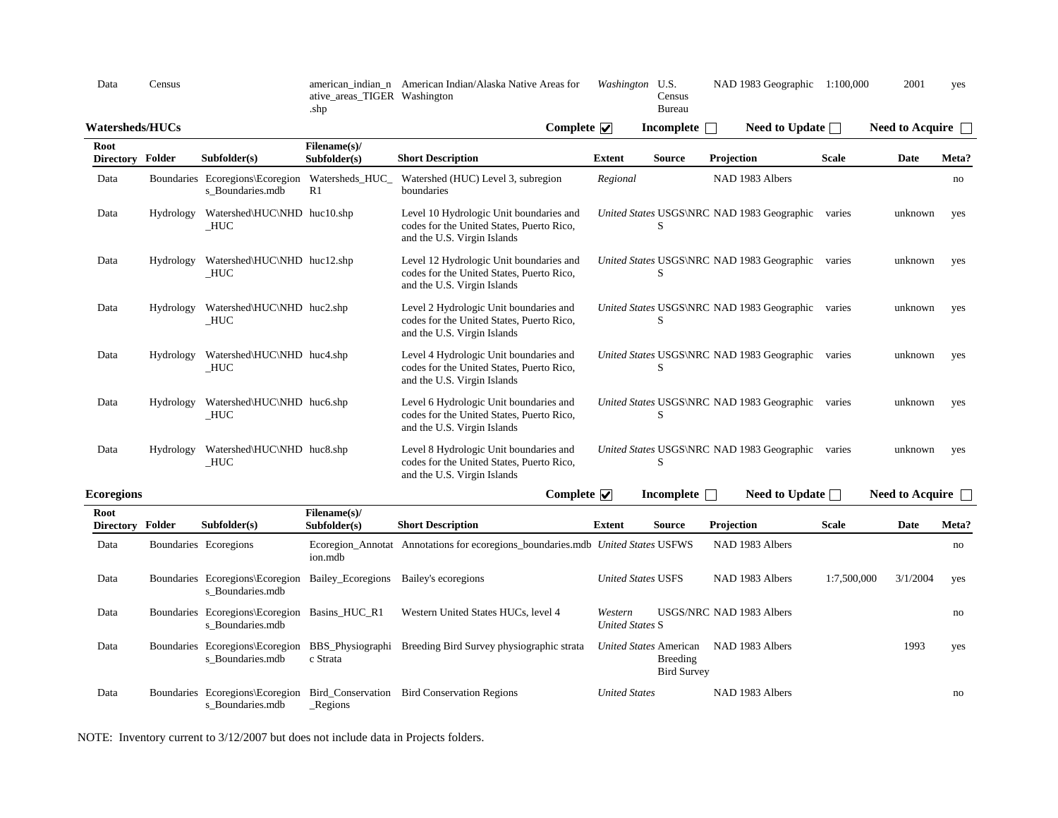| Data | Census | | american_indian_native_areas_TIGER.shp | American Indian/Alaska Native Areas for Washington | *Washington* | U.S. Census Bureau | NAD 1983 Geographic | 1:100,000 | 2001 | yes |
|---|---|---|---|---|---|---|---|---|---|---|

**Watersheds/HUCs** **Complete** ☑ **Incomplete** ☐ **Need to Update** ☐ **Need to Acquire** ☐

| Root Directory | Folder | Subfolder(s) | Filename(s)/ Subfolder(s) | Short Description | Extent | Source | Projection | Scale | Date | Meta? |
|---|---|---|---|---|---|---|---|---|---|---|
| Data | Boundaries | Ecoregions\Ecoregions_Boundaries.mdb | Watersheds_HUC_R1 | Watershed (HUC) Level 3, subregion boundaries | *Regional* | | NAD 1983 Albers | | | no |
| Data | Hydrology | Watershed\HUC\NHD_HUC | huc10.shp | Level 10 Hydrologic Unit boundaries and codes for the United States, Puerto Rico, and the U.S. Virgin Islands | *United States* | USGS\NRCS | NAD 1983 Geographic | varies | unknown | yes |
| Data | Hydrology | Watershed\HUC\NHD_HUC | huc12.shp | Level 12 Hydrologic Unit boundaries and codes for the United States, Puerto Rico, and the U.S. Virgin Islands | *United States* | USGS\NRCS | NAD 1983 Geographic | varies | unknown | yes |
| Data | Hydrology | Watershed\HUC\NHD_HUC | huc2.shp | Level 2 Hydrologic Unit boundaries and codes for the United States, Puerto Rico, and the U.S. Virgin Islands | *United States* | USGS\NRCS | NAD 1983 Geographic | varies | unknown | yes |
| Data | Hydrology | Watershed\HUC\NHD_HUC | huc4.shp | Level 4 Hydrologic Unit boundaries and codes for the United States, Puerto Rico, and the U.S. Virgin Islands | *United States* | USGS\NRCS | NAD 1983 Geographic | varies | unknown | yes |
| Data | Hydrology | Watershed\HUC\NHD_HUC | huc6.shp | Level 6 Hydrologic Unit boundaries and codes for the United States, Puerto Rico, and the U.S. Virgin Islands | *United States* | USGS\NRCS | NAD 1983 Geographic | varies | unknown | yes |
| Data | Hydrology | Watershed\HUC\NHD_HUC | huc8.shp | Level 8 Hydrologic Unit boundaries and codes for the United States, Puerto Rico, and the U.S. Virgin Islands | *United States* | USGS\NRCS | NAD 1983 Geographic | varies | unknown | yes |

**Ecoregions** **Complete** ☑ **Incomplete** ☐ **Need to Update** ☐ **Need to Acquire** ☐

| Root Directory | Folder | Subfolder(s) | Filename(s)/ Subfolder(s) | Short Description | Extent | Source | Projection | Scale | Date | Meta? |
|---|---|---|---|---|---|---|---|---|---|---|
| Data | Boundaries | Ecoregions | Ecoregion_Annotation.mdb | Annotations for ecoregions_boundaries.mdb | *United States* | USFWS | NAD 1983 Albers | | | no |
| Data | Boundaries | Ecoregions\Ecoregions_Boundaries.mdb | Bailey_Ecoregions | Bailey's ecoregions | *United States* | USFS | NAD 1983 Albers | 1:7,500,000 | 3/1/2004 | yes |
| Data | Boundaries | Ecoregions\Ecoregions_Boundaries.mdb | Basins_HUC_R1 | Western United States HUCs, level 4 | *Western United States* | USGS/NRCS | NAD 1983 Albers | | | no |
| Data | Boundaries | Ecoregions\Ecoregions_Boundaries.mdb | BBS_Physiographic Strata | Breeding Bird Survey physiographic strata | *United States* | American Breeding Bird Survey | NAD 1983 Albers | | 1993 | yes |
| Data | Boundaries | Ecoregions\Ecoregions_Boundaries.mdb | Bird_Conservation_Regions | Bird Conservation Regions | *United States* | | NAD 1983 Albers | | | no |

NOTE: Inventory current to 3/12/2007 but does not include data in Projects folders.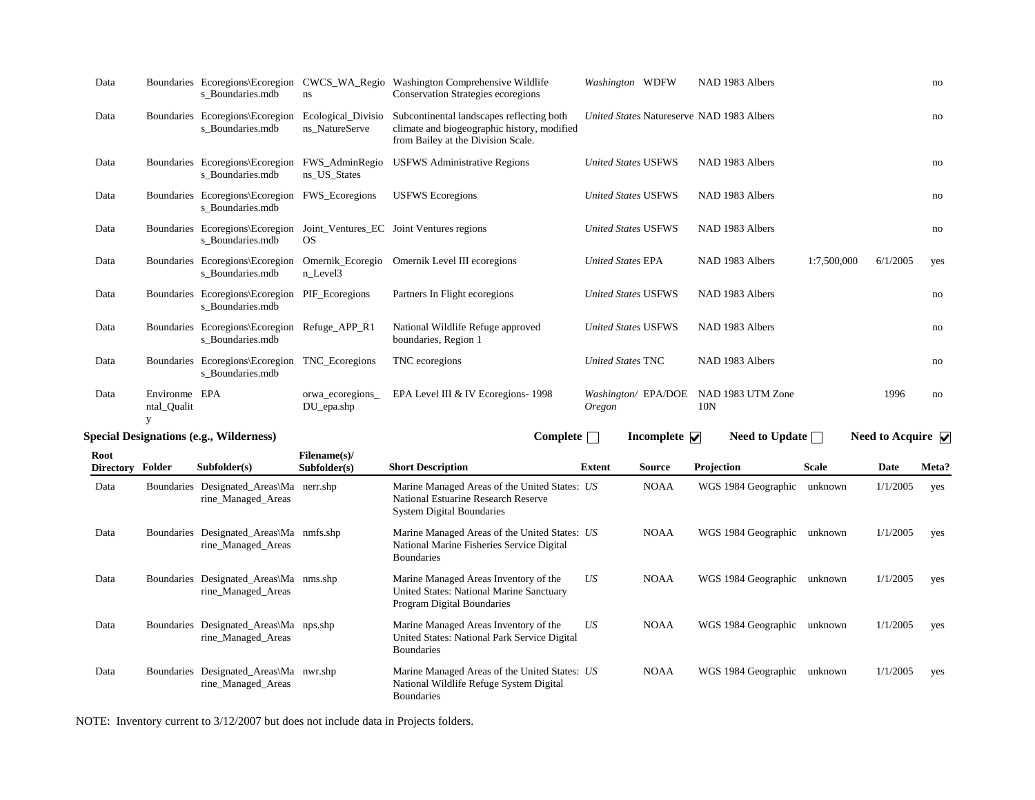| Root Directory | Folder | Subfolder(s) | Filename(s)/ Subfolder(s) | Short Description | Extent | Source | Projection | Scale | Date | Meta? |
|---|---|---|---|---|---|---|---|---|---|---|
| Data | Boundaries | Ecoregions\Ecoregions_Boundaries.mdb | CWCS_WA_Regions | Washington Comprehensive Wildlife Conservation Strategies ecoregions | *Washington* | WDFW | NAD 1983 Albers | | | no |
| Data | Boundaries | Ecoregions\Ecoregions_Boundaries.mdb | Ecological_Divisions_NatureServe | Subcontinental landscapes reflecting both climate and biogeographic history, modified from Bailey at the Division Scale. | *United States* | Natureserve | NAD 1983 Albers | | | no |
| Data | Boundaries | Ecoregions\Ecoregions_Boundaries.mdb | FWS_AdminRegions_US_States | USFWS Administrative Regions | *United States* | USFWS | NAD 1983 Albers | | | no |
| Data | Boundaries | Ecoregions\Ecoregions_Boundaries.mdb | FWS_Ecoregions | USFWS Ecoregions | *United States* | USFWS | NAD 1983 Albers | | | no |
| Data | Boundaries | Ecoregions\Ecoregions_Boundaries.mdb | Joint_Ventures_ECOS | Joint Ventures regions | *United States* | USFWS | NAD 1983 Albers | | | no |
| Data | Boundaries | Ecoregions\Ecoregions_Boundaries.mdb | Omernik_Ecoregion_Level3 | Omernik Level III ecoregions | *United States* | EPA | NAD 1983 Albers | 1:7,500,000 | 6/1/2005 | yes |
| Data | Boundaries | Ecoregions\Ecoregions_Boundaries.mdb | PIF_Ecoregions | Partners In Flight ecoregions | *United States* | USFWS | NAD 1983 Albers | | | no |
| Data | Boundaries | Ecoregions\Ecoregions_Boundaries.mdb | Refuge_APP_R1 | National Wildlife Refuge approved boundaries, Region 1 | *United States* | USFWS | NAD 1983 Albers | | | no |
| Data | Boundaries | Ecoregions\Ecoregions_Boundaries.mdb | TNC_Ecoregions | TNC ecoregions | *United States* | TNC | NAD 1983 Albers | | | no |
| Data | Environmental_Quality | EPA | orwa_ecoregions_DU_epa.shp | EPA Level III & IV Ecoregions- 1998 | *Washington/ Oregon* | EPA/DOE | NAD 1983 UTM Zone 10N | | 1996 | no |

**Special Designations (e.g., Wilderness)** — **Complete** ☐ **Incomplete** ☑ **Need to Update** ☐ **Need to Acquire** ☑

| Root Directory | Folder | Subfolder(s) | Filename(s)/ Subfolder(s) | Short Description | Extent | Source | Projection | Scale | Date | Meta? |
|---|---|---|---|---|---|---|---|---|---|---|
| Data | Boundaries | Designated_Areas\Marine_Managed_Areas | nerr.shp | Marine Managed Areas of the United States: National Estuarine Research Reserve System Digital Boundaries | *US* | NOAA | WGS 1984 Geographic | unknown | 1/1/2005 | yes |
| Data | Boundaries | Designated_Areas\Marine_Managed_Areas | nmfs.shp | Marine Managed Areas of the United States: National Marine Fisheries Service Digital Boundaries | *US* | NOAA | WGS 1984 Geographic | unknown | 1/1/2005 | yes |
| Data | Boundaries | Designated_Areas\Marine_Managed_Areas | nms.shp | Marine Managed Areas Inventory of the United States: National Marine Sanctuary Program Digital Boundaries | *US* | NOAA | WGS 1984 Geographic | unknown | 1/1/2005 | yes |
| Data | Boundaries | Designated_Areas\Marine_Managed_Areas | nps.shp | Marine Managed Areas Inventory of the United States: National Park Service Digital Boundaries | *US* | NOAA | WGS 1984 Geographic | unknown | 1/1/2005 | yes |
| Data | Boundaries | Designated_Areas\Marine_Managed_Areas | nwr.shp | Marine Managed Areas of the United States: National Wildlife Refuge System Digital Boundaries | *US* | NOAA | WGS 1984 Geographic | unknown | 1/1/2005 | yes |

NOTE: Inventory current to 3/12/2007 but does not include data in Projects folders.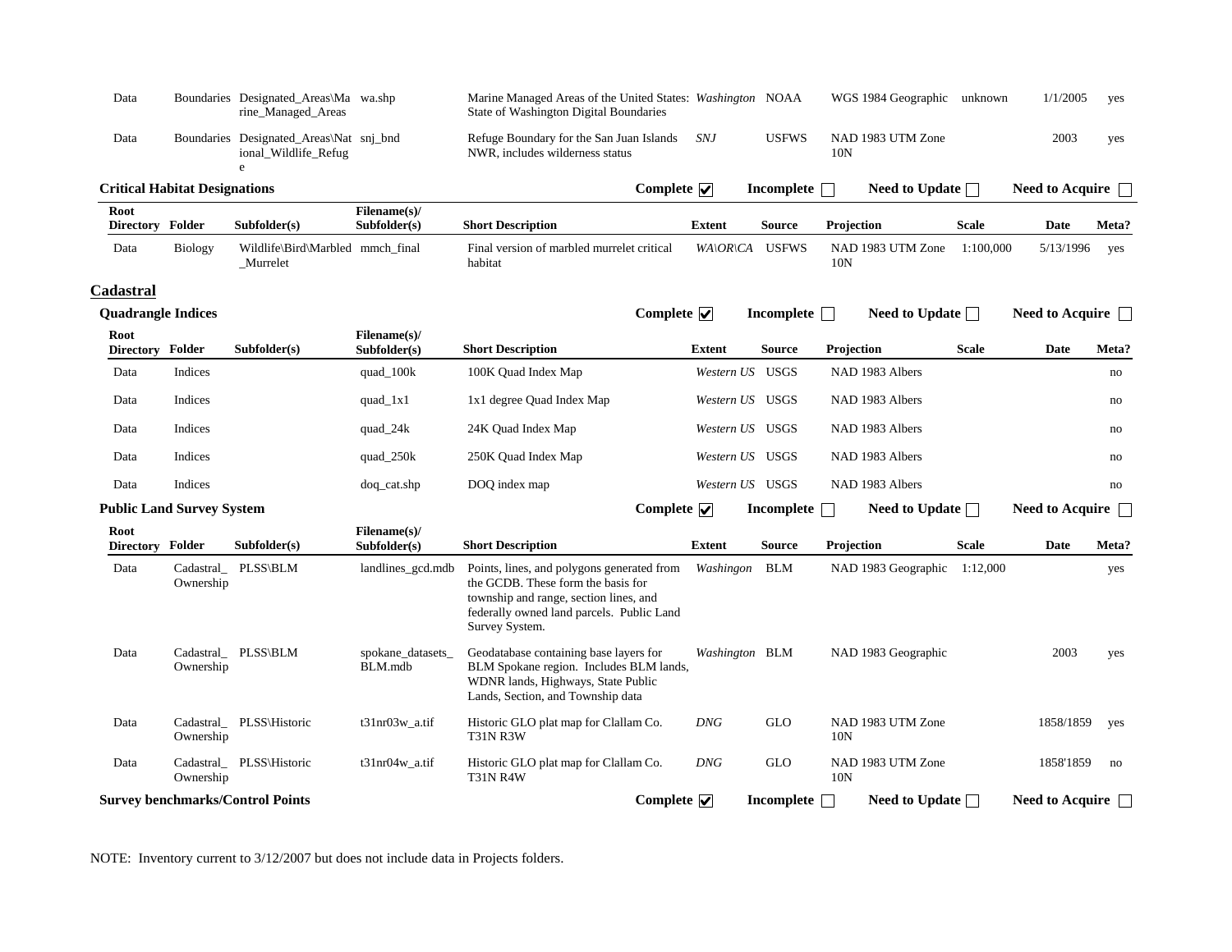| Root Directory | Folder | Subfolder(s) | Filename(s)/ Subfolder(s) | Short Description | Extent | Source | Projection | Scale | Date | Meta? |
|---|---|---|---|---|---|---|---|---|---|---|
| Data | Boundaries | Designated_Areas\Marine_Managed_Areas | wa.shp | Marine Managed Areas of the United States: State of Washington Digital Boundaries | *Washington* | NOAA | WGS 1984 Geographic | unknown | 1/1/2005 | yes |
| Data | Boundaries | Designated_Areas\National_Wildlife_Refuge | snj_bnd | Refuge Boundary for the San Juan Islands NWR, includes wilderness status | *SNJ* | USFWS | NAD 1983 UTM Zone 10N | | 2003 | yes |

**Critical Habitat Designations** Complete ☑ Incomplete ☐ Need to Update ☐ Need to Acquire ☐

| Root Directory | Folder | Subfolder(s) | Filename(s)/ Subfolder(s) | Short Description | Extent | Source | Projection | Scale | Date | Meta? |
|---|---|---|---|---|---|---|---|---|---|---|
| Data | Biology | Wildlife\Bird\Marbled_Murrelet | mmch_final | Final version of marbled murrelet critical habitat | *WA\OR\CA* | USFWS | NAD 1983 UTM Zone 10N | 1:100,000 | 5/13/1996 | yes |

## Cadastral

**Quadrangle Indices** Complete ☑ Incomplete ☐ Need to Update ☐ Need to Acquire ☐

| Root Directory | Folder | Subfolder(s) | Filename(s)/ Subfolder(s) | Short Description | Extent | Source | Projection | Scale | Date | Meta? |
|---|---|---|---|---|---|---|---|---|---|---|
| Data | Indices | | quad_100k | 100K Quad Index Map | *Western US* | USGS | NAD 1983 Albers | | | no |
| Data | Indices | | quad_1x1 | 1x1 degree Quad Index Map | *Western US* | USGS | NAD 1983 Albers | | | no |
| Data | Indices | | quad_24k | 24K Quad Index Map | *Western US* | USGS | NAD 1983 Albers | | | no |
| Data | Indices | | quad_250k | 250K Quad Index Map | *Western US* | USGS | NAD 1983 Albers | | | no |
| Data | Indices | | doq_cat.shp | DOQ index map | *Western US* | USGS | NAD 1983 Albers | | | no |

**Public Land Survey System** Complete ☑ Incomplete ☐ Need to Update ☐ Need to Acquire ☐

| Root Directory | Folder | Subfolder(s) | Filename(s)/ Subfolder(s) | Short Description | Extent | Source | Projection | Scale | Date | Meta? |
|---|---|---|---|---|---|---|---|---|---|---|
| Data | Cadastral_Ownership | PLSS\BLM | landlines_gcd.mdb | Points, lines, and polygons generated from the GCDB. These form the basis for township and range, section lines, and federally owned land parcels. Public Land Survey System. | *Washingon* | BLM | NAD 1983 Geographic | 1:12,000 | | yes |
| Data | Cadastral_Ownership | PLSS\BLM | spokane_datasets_BLM.mdb | Geodatabase containing base layers for BLM Spokane region. Includes BLM lands, WDNR lands, Highways, State Public Lands, Section, and Township data | *Washington* | BLM | NAD 1983 Geographic | | 2003 | yes |
| Data | Cadastral_Ownership | PLSS\Historic | t31nr03w_a.tif | Historic GLO plat map for Clallam Co. T31N R3W | *DNG* | GLO | NAD 1983 UTM Zone 10N | | 1858/1859 | yes |
| Data | Cadastral_Ownership | PLSS\Historic | t31nr04w_a.tif | Historic GLO plat map for Clallam Co. T31N R4W | *DNG* | GLO | NAD 1983 UTM Zone 10N | | 1858'1859 | no |

**Survey benchmarks/Control Points** Complete ☑ Incomplete ☐ Need to Update ☐ Need to Acquire ☐

NOTE: Inventory current to 3/12/2007 but does not include data in Projects folders.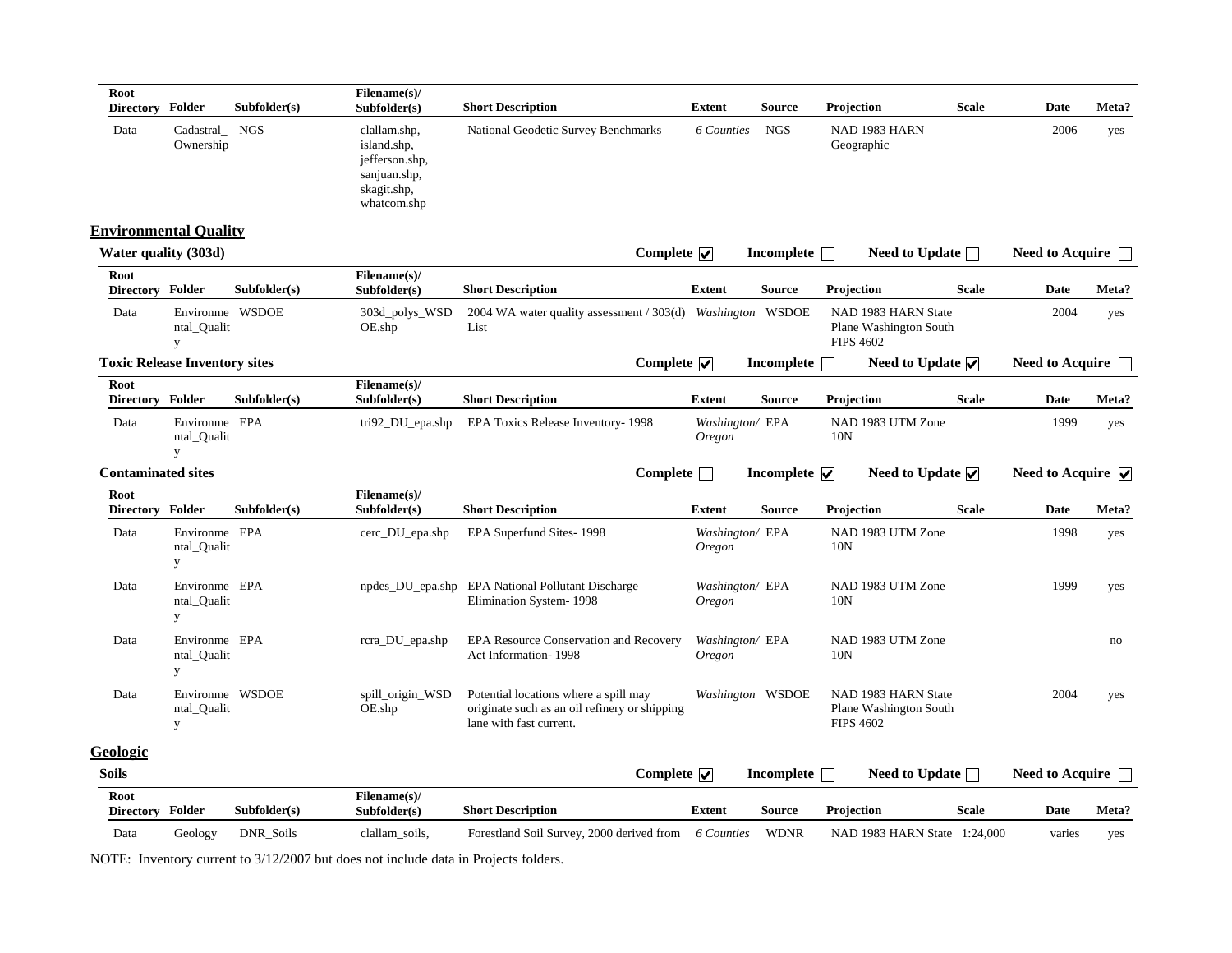| Root Directory | Folder | Subfolder(s) | Filename(s)/ Subfolder(s) | Short Description | Extent | Source | Projection | Scale | Date | Meta? |
|---|---|---|---|---|---|---|---|---|---|---|
| Data | Cadastral_ Ownership | NGS | clallam.shp, island.shp, jefferson.shp, sanjuan.shp, skagit.shp, whatcom.shp | National Geodetic Survey Benchmarks | *6 Counties* | NGS | NAD 1983 HARN Geographic | | 2006 | yes |

## Environmental Quality

**Water quality (303d)** — **Complete** ☑ **Incomplete** ☐ **Need to Update** ☐ **Need to Acquire** ☐

| Root Directory | Folder | Subfolder(s) | Filename(s)/ Subfolder(s) | Short Description | Extent | Source | Projection | Scale | Date | Meta? |
|---|---|---|---|---|---|---|---|---|---|---|
| Data | Environmental_Quality | WSDOE | 303d_polys_WSDOE.shp | 2004 WA water quality assessment / 303(d) List | *Washington* | WSDOE | NAD 1983 HARN State Plane Washington South FIPS 4602 | | 2004 | yes |

**Toxic Release Inventory sites** — **Complete** ☑ **Incomplete** ☐ **Need to Update** ☑ **Need to Acquire** ☐

| Root Directory | Folder | Subfolder(s) | Filename(s)/ Subfolder(s) | Short Description | Extent | Source | Projection | Scale | Date | Meta? |
|---|---|---|---|---|---|---|---|---|---|---|
| Data | Environmental_Quality | EPA | tri92_DU_epa.shp | EPA Toxics Release Inventory- 1998 | *Washington/ Oregon* | EPA | NAD 1983 UTM Zone 10N | | 1999 | yes |

**Contaminated sites** — **Complete** ☐ **Incomplete** ☑ **Need to Update** ☑ **Need to Acquire** ☑

| Root Directory | Folder | Subfolder(s) | Filename(s)/ Subfolder(s) | Short Description | Extent | Source | Projection | Scale | Date | Meta? |
|---|---|---|---|---|---|---|---|---|---|---|
| Data | Environmental_Quality | EPA | cerc_DU_epa.shp | EPA Superfund Sites- 1998 | *Washington/ Oregon* | EPA | NAD 1983 UTM Zone 10N | | 1998 | yes |
| Data | Environmental_Quality | EPA | npdes_DU_epa.shp | EPA National Pollutant Discharge Elimination System- 1998 | *Washington/ Oregon* | EPA | NAD 1983 UTM Zone 10N | | 1999 | yes |
| Data | Environmental_Quality | EPA | rcra_DU_epa.shp | EPA Resource Conservation and Recovery Act Information- 1998 | *Washington/ Oregon* | EPA | NAD 1983 UTM Zone 10N | | | no |
| Data | Environmental_Quality | WSDOE | spill_origin_WSDOE.shp | Potential locations where a spill may originate such as an oil refinery or shipping lane with fast current. | *Washington* | WSDOE | NAD 1983 HARN State Plane Washington South FIPS 4602 | | 2004 | yes |

## Geologic

**Soils** — **Complete** ☑ **Incomplete** ☐ **Need to Update** ☐ **Need to Acquire** ☐

| Root Directory | Folder | Subfolder(s) | Filename(s)/ Subfolder(s) | Short Description | Extent | Source | Projection | Scale | Date | Meta? |
|---|---|---|---|---|---|---|---|---|---|---|
| Data | Geology | DNR_Soils | clallam_soils, | Forestland Soil Survey, 2000 derived from | *6 Counties* | WDNR | NAD 1983 HARN State | 1:24,000 | varies | yes |

NOTE: Inventory current to 3/12/2007 but does not include data in Projects folders.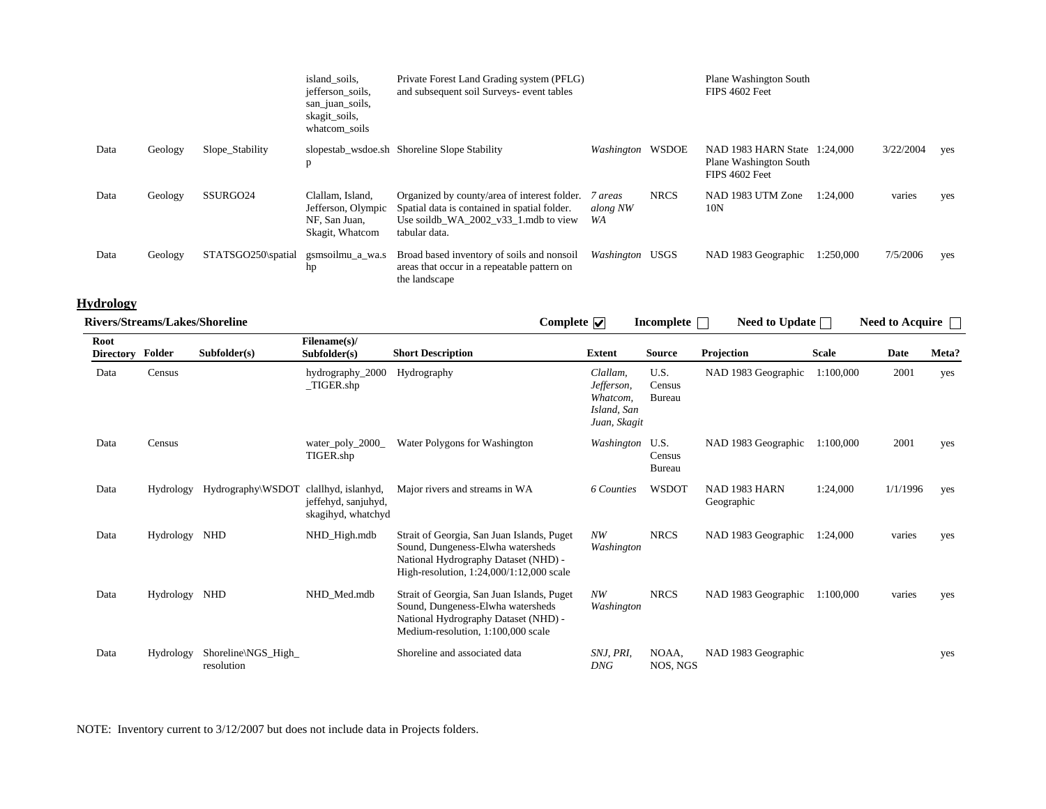| Root Directory | Folder | Subfolder(s) | Filename(s)/ Subfolder(s) | Short Description | Extent | Source | Projection | Scale | Date | Meta? |
|---|---|---|---|---|---|---|---|---|---|---|
| | | | island_soils, jefferson_soils, san_juan_soils, skagit_soils, whatcom_soils | Private Forest Land Grading system (PFLG) and subsequent soil Surveys- event tables | | | Plane Washington South FIPS 4602 Feet | | | |
| Data | Geology | Slope_Stability | slopestab_wsdoe.shp | Shoreline Slope Stability | *Washington* | WSDOE | NAD 1983 HARN State Plane Washington South FIPS 4602 Feet | 1:24,000 | 3/22/2004 | yes |
| Data | Geology | SSURGO24 | Clallam, Island, Jefferson, Olympic NF, San Juan, Skagit, Whatcom | Organized by county/area of interest folder. Spatial data is contained in spatial folder. Use soildb_WA_2002_v33_1.mdb to view tabular data. | *7 areas along NW WA* | NRCS | NAD 1983 UTM Zone 10N | 1:24,000 | varies | yes |
| Data | Geology | STATSGO250\spatial | gsmsoilmu_a_wa.shp | Broad based inventory of soils and nonsoil areas that occur in a repeatable pattern on the landscape | *Washington* | USGS | NAD 1983 Geographic | 1:250,000 | 7/5/2006 | yes |

## Hydrology

**Rivers/Streams/Lakes/Shoreline** **Complete** ☑ **Incomplete** ☐ **Need to Update** ☐ **Need to Acquire** ☐

| Root Directory | Folder | Subfolder(s) | Filename(s)/ Subfolder(s) | Short Description | Extent | Source | Projection | Scale | Date | Meta? |
|---|---|---|---|---|---|---|---|---|---|---|
| Data | Census | | hydrography_2000_TIGER.shp | Hydrography | *Clallam, Jefferson, Whatcom, Island, San Juan, Skagit* | U.S. Census Bureau | NAD 1983 Geographic | 1:100,000 | 2001 | yes |
| Data | Census | | water_poly_2000_TIGER.shp | Water Polygons for Washington | *Washington* | U.S. Census Bureau | NAD 1983 Geographic | 1:100,000 | 2001 | yes |
| Data | Hydrology | Hydrography\WSDOT | clallhyd, islanhyd, jeffehyd, sanjuhyd, skagihyd, whatchyd | Major rivers and streams in WA | *6 Counties* | WSDOT | NAD 1983 HARN Geographic | 1:24,000 | 1/1/1996 | yes |
| Data | Hydrology | NHD | NHD_High.mdb | Strait of Georgia, San Juan Islands, Puget Sound, Dungeness-Elwha watersheds National Hydrography Dataset (NHD) - High-resolution, 1:24,000/1:12,000 scale | *NW Washington* | NRCS | NAD 1983 Geographic | 1:24,000 | varies | yes |
| Data | Hydrology | NHD | NHD_Med.mdb | Strait of Georgia, San Juan Islands, Puget Sound, Dungeness-Elwha watersheds National Hydrography Dataset (NHD) - Medium-resolution, 1:100,000 scale | *NW Washington* | NRCS | NAD 1983 Geographic | 1:100,000 | varies | yes |
| Data | Hydrology | Shoreline\NGS_High_resolution | | Shoreline and associated data | *SNJ, PRI, DNG* | NOAA, NOS, NGS | NAD 1983 Geographic | | | yes |

NOTE: Inventory current to 3/12/2007 but does not include data in Projects folders.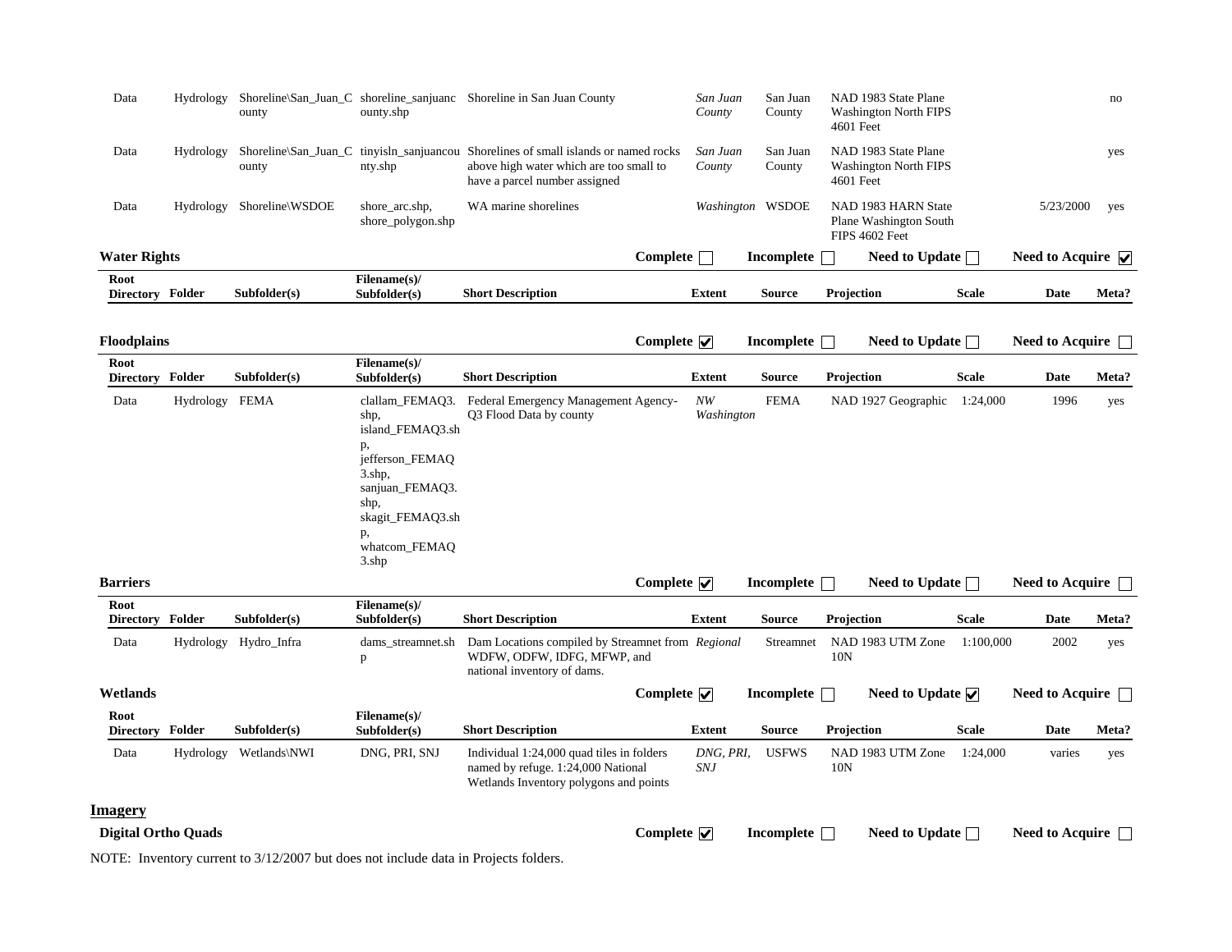| Root Directory | Folder | Subfolder(s) | Filename(s)/ Subfolder(s) | Short Description | Extent | Source | Projection | Scale | Date | Meta? |
|---|---|---|---|---|---|---|---|---|---|---|
| Data | Hydrology | Shoreline\San_Juan_County | shoreline_sanjuancounty.shp | Shoreline in San Juan County | *San Juan County* | San Juan County | NAD 1983 State Plane Washington North FIPS 4601 Feet | | | no |
| Data | Hydrology | Shoreline\San_Juan_County | tinyisln_sanjuancounty.shp | Shorelines of small islands or named rocks above high water which are too small to have a parcel number assigned | *San Juan County* | San Juan County | NAD 1983 State Plane Washington North FIPS 4601 Feet | | | yes |
| Data | Hydrology | Shoreline\WSDOE | shore_arc.shp, shore_polygon.shp | WA marine shorelines | *Washington* | WSDOE | NAD 1983 HARN State Plane Washington South FIPS 4602 Feet | | 5/23/2000 | yes |

**Water Rights** Complete ☐ Incomplete ☐ Need to Update ☐ Need to Acquire ☑

| Root Directory | Folder | Subfolder(s) | Filename(s)/ Subfolder(s) | Short Description | Extent | Source | Projection | Scale | Date | Meta? |
|---|---|---|---|---|---|---|---|---|---|---|

**Floodplains** Complete ☑ Incomplete ☐ Need to Update ☐ Need to Acquire ☐

| Root Directory | Folder | Subfolder(s) | Filename(s)/ Subfolder(s) | Short Description | Extent | Source | Projection | Scale | Date | Meta? |
|---|---|---|---|---|---|---|---|---|---|---|
| Data | Hydrology | FEMA | clallam_FEMAQ3.shp, island_FEMAQ3.shp, jefferson_FEMAQ3.shp, sanjuan_FEMAQ3.shp, skagit_FEMAQ3.shp, whatcom_FEMAQ3.shp | Federal Emergency Management Agency-Q3 Flood Data by county | *NW Washington* | FEMA | NAD 1927 Geographic | 1:24,000 | 1996 | yes |

**Barriers** Complete ☑ Incomplete ☐ Need to Update ☐ Need to Acquire ☐

| Root Directory | Folder | Subfolder(s) | Filename(s)/ Subfolder(s) | Short Description | Extent | Source | Projection | Scale | Date | Meta? |
|---|---|---|---|---|---|---|---|---|---|---|
| Data | Hydrology | Hydro_Infra | dams_streamnet.shp | Dam Locations compiled by Streamnet from WDFW, ODFW, IDFG, MFWP, and national inventory of dams. | *Regional* | Streamnet | NAD 1983 UTM Zone 10N | 1:100,000 | 2002 | yes |

**Wetlands** Complete ☑ Incomplete ☐ Need to Update ☑ Need to Acquire ☐

| Root Directory | Folder | Subfolder(s) | Filename(s)/ Subfolder(s) | Short Description | Extent | Source | Projection | Scale | Date | Meta? |
|---|---|---|---|---|---|---|---|---|---|---|
| Data | Hydrology | Wetlands\NWI | DNG, PRI, SNJ | Individual 1:24,000 quad tiles in folders named by refuge. 1:24,000 National Wetlands Inventory polygons and points | *DNG, PRI, SNJ* | USFWS | NAD 1983 UTM Zone 10N | 1:24,000 | varies | yes |

## Imagery

**Digital Ortho Quads** Complete ☑ Incomplete ☐ Need to Update ☐ Need to Acquire ☐

NOTE: Inventory current to 3/12/2007 but does not include data in Projects folders.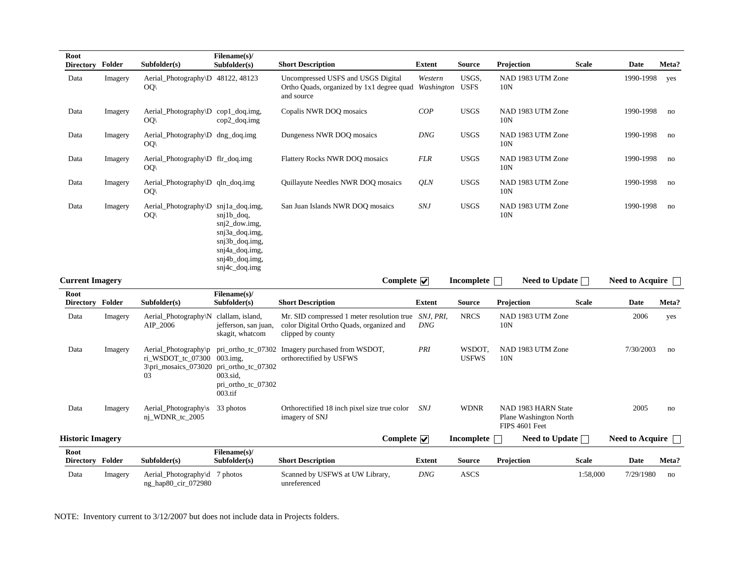| Root Directory | Folder | Subfolder(s) | Filename(s)/ Subfolder(s) | Short Description | Extent | Source | Projection | Scale | Date | Meta? |
|---|---|---|---|---|---|---|---|---|---|---|
| Data | Imagery | Aerial_Photography\DOQ\ | 48122, 48123 | Uncompressed USFS and USGS Digital Ortho Quads, organized by 1x1 degree quad and source | *Western Washington* | USGS, USFS | NAD 1983 UTM Zone 10N | | 1990-1998 | yes |
| Data | Imagery | Aerial_Photography\DOQ\ | cop1_doq.img, cop2_doq.img | Copalis NWR DOQ mosaics | *COP* | USGS | NAD 1983 UTM Zone 10N | | 1990-1998 | no |
| Data | Imagery | Aerial_Photography\DOQ\ | dng_doq.img | Dungeness NWR DOQ mosaics | *DNG* | USGS | NAD 1983 UTM Zone 10N | | 1990-1998 | no |
| Data | Imagery | Aerial_Photography\DOQ\ | flr_doq.img | Flattery Rocks NWR DOQ mosaics | *FLR* | USGS | NAD 1983 UTM Zone 10N | | 1990-1998 | no |
| Data | Imagery | Aerial_Photography\DOQ\ | qln_doq.img | Quillayute Needles NWR DOQ mosaics | *QLN* | USGS | NAD 1983 UTM Zone 10N | | 1990-1998 | no |
| Data | Imagery | Aerial_Photography\DOQ\ | snj1a_doq.img, snj1b_doq, snj2_dow.img, snj3a_doq.img, snj3b_doq.img, snj4a_doq.img, snj4b_doq.img, snj4c_doq.img | San Juan Islands NWR DOQ mosaics | *SNJ* | USGS | NAD 1983 UTM Zone 10N | | 1990-1998 | no |

**Current Imagery** Complete ☑ Incomplete ☐ Need to Update ☐ Need to Acquire ☐

| Root Directory | Folder | Subfolder(s) | Filename(s)/ Subfolder(s) | Short Description | Extent | Source | Projection | Scale | Date | Meta? |
|---|---|---|---|---|---|---|---|---|---|---|
| Data | Imagery | Aerial_Photography\NAIP_2006 | clallam, island, jefferson, san juan, skagit, whatcom | Mr. SID compressed 1 meter resolution true color Digital Ortho Quads, organized and clipped by county | *SNJ, PRI, DNG* | NRCS | NAD 1983 UTM Zone 10N | | 2006 | yes |
| Data | Imagery | Aerial_Photography\pri_WSDOT_tc_073003\pri_mosaics_07302003 | pri_ortho_tc_07302003.img, pri_ortho_tc_07302003.sid, pri_ortho_tc_07302003.tif | Imagery purchased from WSDOT, orthorectified by USFWS | *PRI* | WSDOT, USFWS | NAD 1983 UTM Zone 10N | | 7/30/2003 | no |
| Data | Imagery | Aerial_Photography\snj_WDNR_tc_2005 | 33 photos | Orthorectified 18 inch pixel size true color imagery of SNJ | *SNJ* | WDNR | NAD 1983 HARN State Plane Washington North FIPS 4601 Feet | | 2005 | no |

**Historic Imagery** Complete ☑ Incomplete ☐ Need to Update ☐ Need to Acquire ☐

| Root Directory | Folder | Subfolder(s) | Filename(s)/ Subfolder(s) | Short Description | Extent | Source | Projection | Scale | Date | Meta? |
|---|---|---|---|---|---|---|---|---|---|---|
| Data | Imagery | Aerial_Photography\dng_hap80_cir_072980 | 7 photos | Scanned by USFWS at UW Library, unreferenced | *DNG* | ASCS | | 1:58,000 | 7/29/1980 | no |

NOTE: Inventory current to 3/12/2007 but does not include data in Projects folders.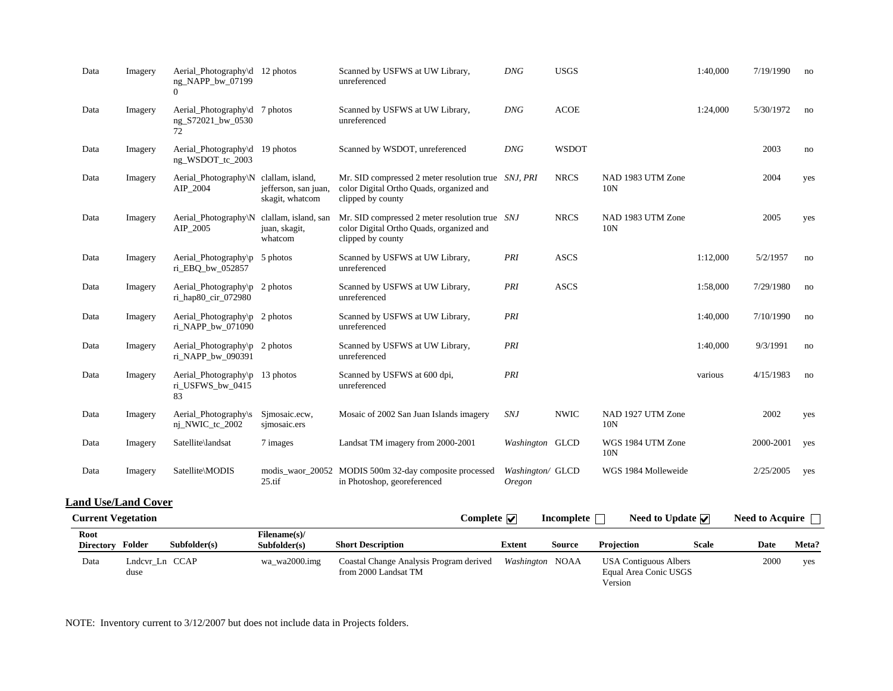| Data | Imagery | Aerial_Photography\dng_NAPP_bw_071990 | 12 photos | Scanned by USFWS at UW Library, unreferenced | *DNG* | USGS | | 1:40,000 | 7/19/1990 | no |
|---|---|---|---|---|---|---|---|---|---|---|
| Data | Imagery | Aerial_Photography\dng_S72021_bw_053072 | 7 photos | Scanned by USFWS at UW Library, unreferenced | *DNG* | ACOE | | 1:24,000 | 5/30/1972 | no |
| Data | Imagery | Aerial_Photography\dng_WSDOT_tc_2003 | 19 photos | Scanned by WSDOT, unreferenced | *DNG* | WSDOT | | | 2003 | no |
| Data | Imagery | Aerial_Photography\NAIP_2004 | clallam, island, jefferson, san juan, skagit, whatcom | Mr. SID compressed 2 meter resolution true color Digital Ortho Quads, organized and clipped by county | *SNJ, PRI* | NRCS | NAD 1983 UTM Zone 10N | | 2004 | yes |
| Data | Imagery | Aerial_Photography\NAIP_2005 | clallam, island, san juan, skagit, whatcom | Mr. SID compressed 2 meter resolution true color Digital Ortho Quads, organized and clipped by county | *SNJ* | NRCS | NAD 1983 UTM Zone 10N | | 2005 | yes |
| Data | Imagery | Aerial_Photography\pri_EBQ_bw_052857 | 5 photos | Scanned by USFWS at UW Library, unreferenced | *PRI* | ASCS | | 1:12,000 | 5/2/1957 | no |
| Data | Imagery | Aerial_Photography\pri_hap80_cir_072980 | 2 photos | Scanned by USFWS at UW Library, unreferenced | *PRI* | ASCS | | 1:58,000 | 7/29/1980 | no |
| Data | Imagery | Aerial_Photography\pri_NAPP_bw_071090 | 2 photos | Scanned by USFWS at UW Library, unreferenced | *PRI* | | | 1:40,000 | 7/10/1990 | no |
| Data | Imagery | Aerial_Photography\pri_NAPP_bw_090391 | 2 photos | Scanned by USFWS at UW Library, unreferenced | *PRI* | | | 1:40,000 | 9/3/1991 | no |
| Data | Imagery | Aerial_Photography\pri_USFWS_bw_041583 | 13 photos | Scanned by USFWS at 600 dpi, unreferenced | *PRI* | | | various | 4/15/1983 | no |
| Data | Imagery | Aerial_Photography\snj_NWIC_tc_2002 | Sjmosaic.ecw, sjmosaic.ers | Mosaic of 2002 San Juan Islands imagery | *SNJ* | NWIC | NAD 1927 UTM Zone 10N | | 2002 | yes |
| Data | Imagery | Satellite\landsat | 7 images | Landsat TM imagery from 2000-2001 | *Washington* | GLCD | WGS 1984 UTM Zone 10N | | 2000-2001 | yes |
| Data | Imagery | Satellite\MODIS | modis_waor_2005225.tif | MODIS 500m 32-day composite processed in Photoshop, georeferenced | *Washington/ Oregon* | GLCD | WGS 1984 Molleweide | | 2/25/2005 | yes |

## Land Use/Land Cover

**Current Vegetation** **Complete** ☑ **Incomplete** ☐ **Need to Update** ☑ **Need to Acquire** ☐

| Root Directory | Folder | Subfolder(s) | Filename(s)/ Subfolder(s) | Short Description | Extent | Source | Projection | Scale | Date | Meta? |
|---|---|---|---|---|---|---|---|---|---|---|
| Data | Lndcvr_Lnduse | CCAP | wa_wa2000.img | Coastal Change Analysis Program derived from 2000 Landsat TM | *Washington* | NOAA | USA Contiguous Albers Equal Area Conic USGS Version | | 2000 | yes |

NOTE: Inventory current to 3/12/2007 but does not include data in Projects folders.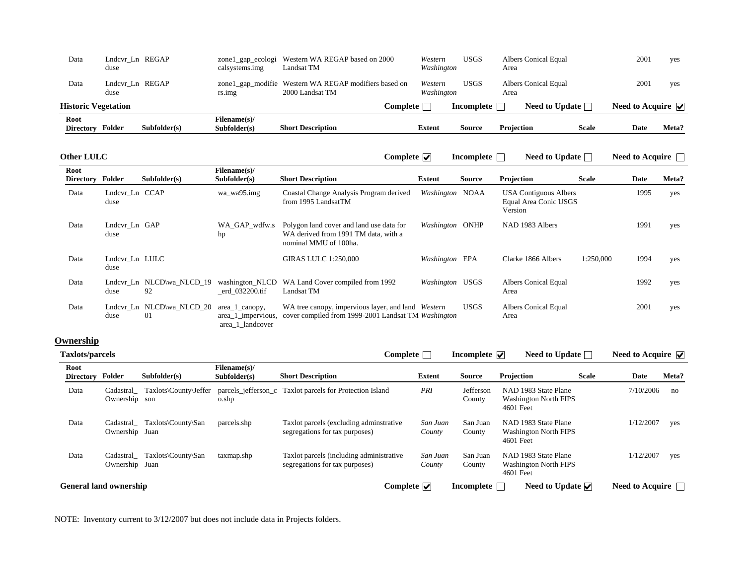| Data | Lndcvr_Lnduse | REGAP | zone1_gap_ecologicalsystems.img | Western WA REGAP based on 2000 Landsat TM | *Western Washington* | USGS | Albers Conical Equal Area | | 2001 | yes |
|---|---|---|---|---|---|---|---|---|---|---|
| Data | Lndcvr_Lnduse | REGAP | zone1_gap_modifiers.img | Western WA REGAP modifiers based on 2000 Landsat TM | *Western Washington* | USGS | Albers Conical Equal Area | | 2001 | yes |

**Historic Vegetation** Complete ☐ Incomplete ☐ Need to Update ☐ Need to Acquire ☑

| Root Directory | Folder | Subfolder(s) | Filename(s)/ Subfolder(s) | Short Description | Extent | Source | Projection | Scale | Date | Meta? |
|---|---|---|---|---|---|---|---|---|---|---|

**Other LULC** Complete ☑ Incomplete ☐ Need to Update ☐ Need to Acquire ☐

| Root Directory | Folder | Subfolder(s) | Filename(s)/ Subfolder(s) | Short Description | Extent | Source | Projection | Scale | Date | Meta? |
|---|---|---|---|---|---|---|---|---|---|---|
| Data | Lndcvr_Lnduse | CCAP | wa_wa95.img | Coastal Change Analysis Program derived from 1995 LandsatTM | *Washington* | NOAA | USA Contiguous Albers Equal Area Conic USGS Version | | 1995 | yes |
| Data | Lndcvr_Lnduse | GAP | WA_GAP_wdfw.shp | Polygon land cover and land use data for WA derived from 1991 TM data, with a nominal MMU of 100ha. | *Washington* | ONHP | NAD 1983 Albers | | 1991 | yes |
| Data | Lndcvr_Lnduse | LULC | | GIRAS LULC 1:250,000 | *Washington* | EPA | Clarke 1866 Albers | 1:250,000 | 1994 | yes |
| Data | Lndcvr_Lnduse | NLCD\wa_NLCD_1992 | washington_NLCD_erd_032200.tif | WA Land Cover compiled from 1992 Landsat TM | *Washington* | USGS | Albers Conical Equal Area | | 1992 | yes |
| Data | Lndcvr_Lnduse | NLCD\wa_NLCD_2001 | area_1_canopy, area_1_impervious, area_1_landcover | WA tree canopy, impervious layer, and land cover compiled from 1999-2001 Landsat TM | *Western Washington* | USGS | Albers Conical Equal Area | | 2001 | yes |

## Ownership

**Taxlots/parcels** Complete ☐ Incomplete ☑ Need to Update ☐ Need to Acquire ☑

| Root Directory | Folder | Subfolder(s) | Filename(s)/ Subfolder(s) | Short Description | Extent | Source | Projection | Scale | Date | Meta? |
|---|---|---|---|---|---|---|---|---|---|---|
| Data | Cadastral_Ownership | Taxlots\County\Jefferson | parcels_jefferson_co.shp | Taxlot parcels for Protection Island | *PRI* | Jefferson County | NAD 1983 State Plane Washington North FIPS 4601 Feet | | 7/10/2006 | no |
| Data | Cadastral_Ownership | Taxlots\County\San Juan | parcels.shp | Taxlot parcels (excluding adminstrative segregations for tax purposes) | *San Juan County* | San Juan County | NAD 1983 State Plane Washington North FIPS 4601 Feet | | 1/12/2007 | yes |
| Data | Cadastral_Ownership | Taxlots\County\San Juan | taxmap.shp | Taxlot parcels (including administrative segregations for tax purposes) | *San Juan County* | San Juan County | NAD 1983 State Plane Washington North FIPS 4601 Feet | | 1/12/2007 | yes |

**General land ownership** Complete ☑ Incomplete ☐ Need to Update ☑ Need to Acquire ☐

NOTE: Inventory current to 3/12/2007 but does not include data in Projects folders.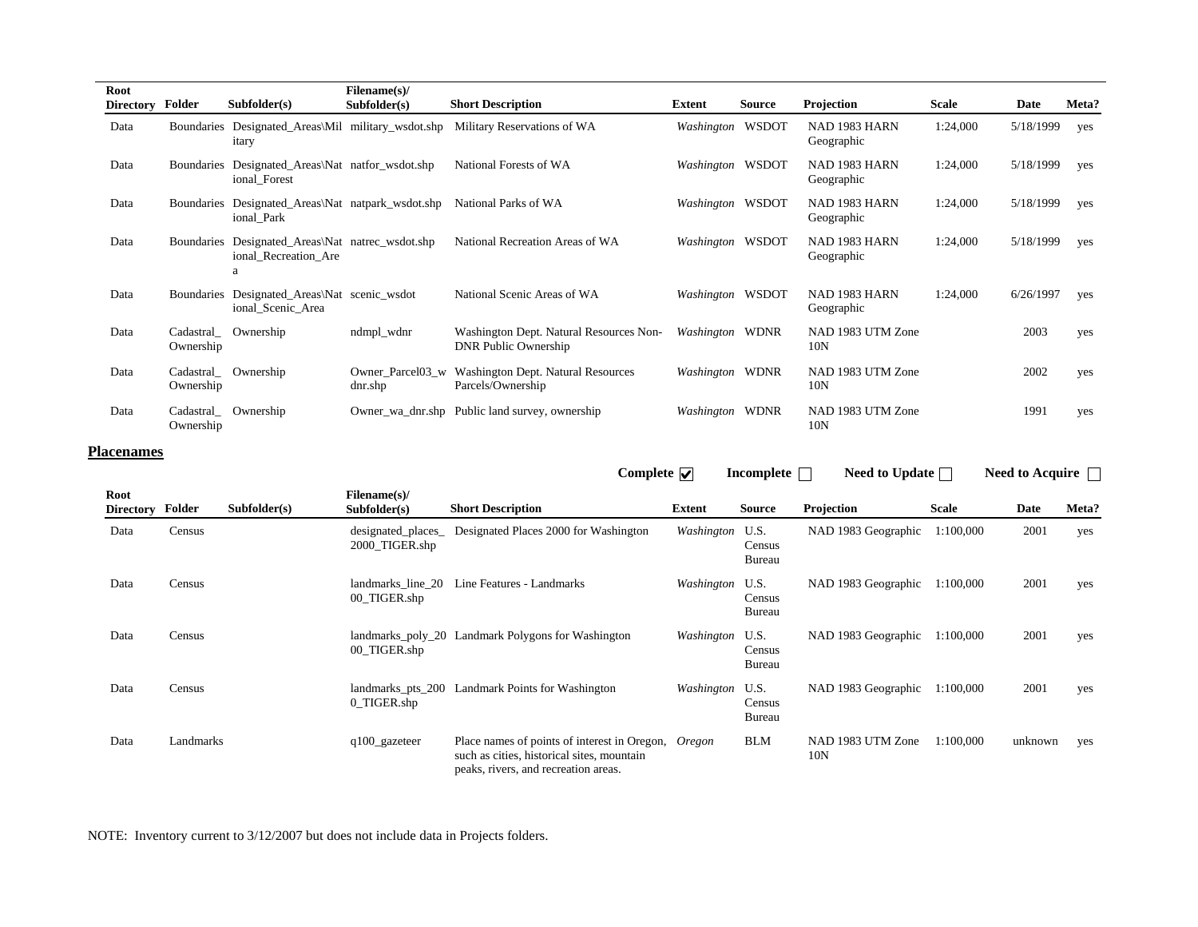| Root Directory | Folder | Subfolder(s) | Filename(s)/ Subfolder(s) | Short Description | Extent | Source | Projection | Scale | Date | Meta? |
|---|---|---|---|---|---|---|---|---|---|---|
| Data | Boundaries | Designated_Areas\Military | military_wsdot.shp | Military Reservations of WA | *Washington* | WSDOT | NAD 1983 HARN Geographic | 1:24,000 | 5/18/1999 | yes |
| Data | Boundaries | Designated_Areas\National_Forest | natfor_wsdot.shp | National Forests of WA | *Washington* | WSDOT | NAD 1983 HARN Geographic | 1:24,000 | 5/18/1999 | yes |
| Data | Boundaries | Designated_Areas\National_Park | natpark_wsdot.shp | National Parks of WA | *Washington* | WSDOT | NAD 1983 HARN Geographic | 1:24,000 | 5/18/1999 | yes |
| Data | Boundaries | Designated_Areas\National_Recreation_Area | natrec_wsdot.shp | National Recreation Areas of WA | *Washington* | WSDOT | NAD 1983 HARN Geographic | 1:24,000 | 5/18/1999 | yes |
| Data | Boundaries | Designated_Areas\National_Scenic_Area | scenic_wsdot | National Scenic Areas of WA | *Washington* | WSDOT | NAD 1983 HARN Geographic | 1:24,000 | 6/26/1997 | yes |
| Data | Cadastral_Ownership | Ownership | ndmpl_wdnr | Washington Dept. Natural Resources Non-DNR Public Ownership | *Washington* | WDNR | NAD 1983 UTM Zone 10N | | 2003 | yes |
| Data | Cadastral_Ownership | Ownership | Owner_Parcel03_wdnr.shp | Washington Dept. Natural Resources Parcels/Ownership | *Washington* | WDNR | NAD 1983 UTM Zone 10N | | 2002 | yes |
| Data | Cadastral_Ownership | Ownership | Owner_wa_dnr.shp | Public land survey, ownership | *Washington* | WDNR | NAD 1983 UTM Zone 10N | | 1991 | yes |

## Placenames

**Complete** ☑ **Incomplete** ☐ **Need to Update** ☐ **Need to Acquire** ☐

| Root Directory | Folder | Subfolder(s) | Filename(s)/ Subfolder(s) | Short Description | Extent | Source | Projection | Scale | Date | Meta? |
|---|---|---|---|---|---|---|---|---|---|---|
| Data | Census | | designated_places_2000_TIGER.shp | Designated Places 2000 for Washington | *Washington* | U.S. Census Bureau | NAD 1983 Geographic | 1:100,000 | 2001 | yes |
| Data | Census | | landmarks_line_2000_TIGER.shp | Line Features - Landmarks | *Washington* | U.S. Census Bureau | NAD 1983 Geographic | 1:100,000 | 2001 | yes |
| Data | Census | | landmarks_poly_2000_TIGER.shp | Landmark Polygons for Washington | *Washington* | U.S. Census Bureau | NAD 1983 Geographic | 1:100,000 | 2001 | yes |
| Data | Census | | landmarks_pts_2000_TIGER.shp | Landmark Points for Washington | *Washington* | U.S. Census Bureau | NAD 1983 Geographic | 1:100,000 | 2001 | yes |
| Data | Landmarks | | q100_gazeteer | Place names of points of interest in Oregon, such as cities, historical sites, mountain peaks, rivers, and recreation areas. | *Oregon* | BLM | NAD 1983 UTM Zone 10N | 1:100,000 | unknown | yes |

NOTE: Inventory current to 3/12/2007 but does not include data in Projects folders.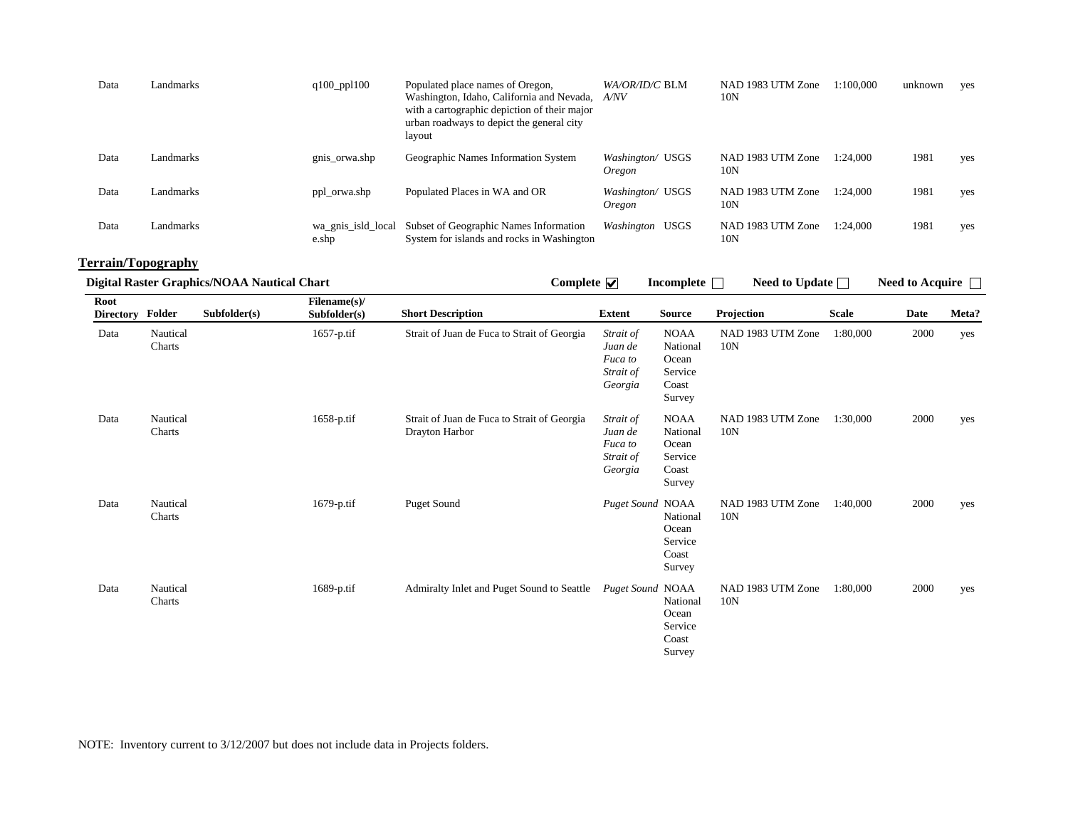| Data | Landmarks | | q100_ppl100 | Populated place names of Oregon, Washington, Idaho, California and Nevada, with a cartographic depiction of their major urban roadways to depict the general city layout | *WA/OR/ID/CA/NV* | BLM | NAD 1983 UTM Zone 10N | 1:100,000 | unknown | yes |
|---|---|---|---|---|---|---|---|---|---|---|
| Data | Landmarks | | gnis_orwa.shp | Geographic Names Information System | *Washington/ Oregon* | USGS | NAD 1983 UTM Zone 10N | 1:24,000 | 1981 | yes |
| Data | Landmarks | | ppl_orwa.shp | Populated Places in WA and OR | *Washington/ Oregon* | USGS | NAD 1983 UTM Zone 10N | 1:24,000 | 1981 | yes |
| Data | Landmarks | | wa_gnis_isld_locale.shp | Subset of Geographic Names Information System for islands and rocks in Washington | *Washington* | USGS | NAD 1983 UTM Zone 10N | 1:24,000 | 1981 | yes |

## Terrain/Topography

**Digital Raster Graphics/NOAA Nautical Chart** **Complete** ☑ **Incomplete** ☐ **Need to Update** ☐ **Need to Acquire** ☐

| Root Directory | Folder | Subfolder(s) | Filename(s)/ Subfolder(s) | Short Description | Extent | Source | Projection | Scale | Date | Meta? |
|---|---|---|---|---|---|---|---|---|---|---|
| Data | Nautical Charts | | 1657-p.tif | Strait of Juan de Fuca to Strait of Georgia | *Strait of Juan de Fuca to Strait of Georgia* | NOAA National Ocean Service Coast Survey | NAD 1983 UTM Zone 10N | 1:80,000 | 2000 | yes |
| Data | Nautical Charts | | 1658-p.tif | Strait of Juan de Fuca to Strait of Georgia Drayton Harbor | *Strait of Juan de Fuca to Strait of Georgia* | NOAA National Ocean Service Coast Survey | NAD 1983 UTM Zone 10N | 1:30,000 | 2000 | yes |
| Data | Nautical Charts | | 1679-p.tif | Puget Sound | *Puget Sound* | NOAA National Ocean Service Coast Survey | NAD 1983 UTM Zone 10N | 1:40,000 | 2000 | yes |
| Data | Nautical Charts | | 1689-p.tif | Admiralty Inlet and Puget Sound to Seattle | *Puget Sound* | NOAA National Ocean Service Coast Survey | NAD 1983 UTM Zone 10N | 1:80,000 | 2000 | yes |

NOTE: Inventory current to 3/12/2007 but does not include data in Projects folders.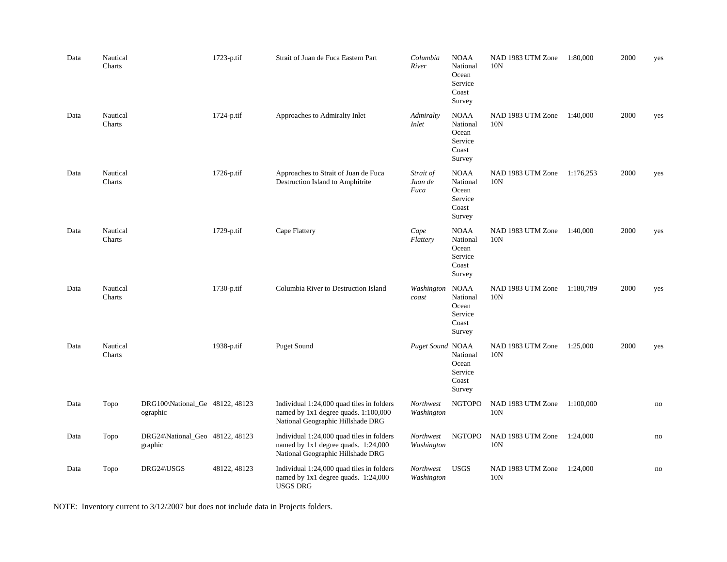| | | | | | | | | | | |
|---|---|---|---|---|---|---|---|---|---|---|
| Data | Nautical Charts | | 1723-p.tif | Strait of Juan de Fuca Eastern Part | *Columbia River* | NOAA National Ocean Service Coast Survey | NAD 1983 UTM Zone 10N | 1:80,000 | 2000 | yes |
| Data | Nautical Charts | | 1724-p.tif | Approaches to Admiralty Inlet | *Admiralty Inlet* | NOAA National Ocean Service Coast Survey | NAD 1983 UTM Zone 10N | 1:40,000 | 2000 | yes |
| Data | Nautical Charts | | 1726-p.tif | Approaches to Strait of Juan de Fuca Destruction Island to Amphitrite | *Strait of Juan de Fuca* | NOAA National Ocean Service Coast Survey | NAD 1983 UTM Zone 10N | 1:176,253 | 2000 | yes |
| Data | Nautical Charts | | 1729-p.tif | Cape Flattery | *Cape Flattery* | NOAA National Ocean Service Coast Survey | NAD 1983 UTM Zone 10N | 1:40,000 | 2000 | yes |
| Data | Nautical Charts | | 1730-p.tif | Columbia River to Destruction Island | *Washington coast* | NOAA National Ocean Service Coast Survey | NAD 1983 UTM Zone 10N | 1:180,789 | 2000 | yes |
| Data | Nautical Charts | | 1938-p.tif | Puget Sound | *Puget Sound* | NOAA National Ocean Service Coast Survey | NAD 1983 UTM Zone 10N | 1:25,000 | 2000 | yes |
| Data | Topo | DRG100\National_Geographic | 48122, 48123 | Individual 1:24,000 quad tiles in folders named by 1x1 degree quads. 1:100,000 National Geographic Hillshade DRG | *Northwest Washington* | NGTOPO | NAD 1983 UTM Zone 10N | 1:100,000 | | no |
| Data | Topo | DRG24\National_Geographic | 48122, 48123 | Individual 1:24,000 quad tiles in folders named by 1x1 degree quads. 1:24,000 National Geographic Hillshade DRG | *Northwest Washington* | NGTOPO | NAD 1983 UTM Zone 10N | 1:24,000 | | no |
| Data | Topo | DRG24\USGS | 48122, 48123 | Individual 1:24,000 quad tiles in folders named by 1x1 degree quads. 1:24,000 USGS DRG | *Northwest Washington* | USGS | NAD 1983 UTM Zone 10N | 1:24,000 | | no |

NOTE: Inventory current to 3/12/2007 but does not include data in Projects folders.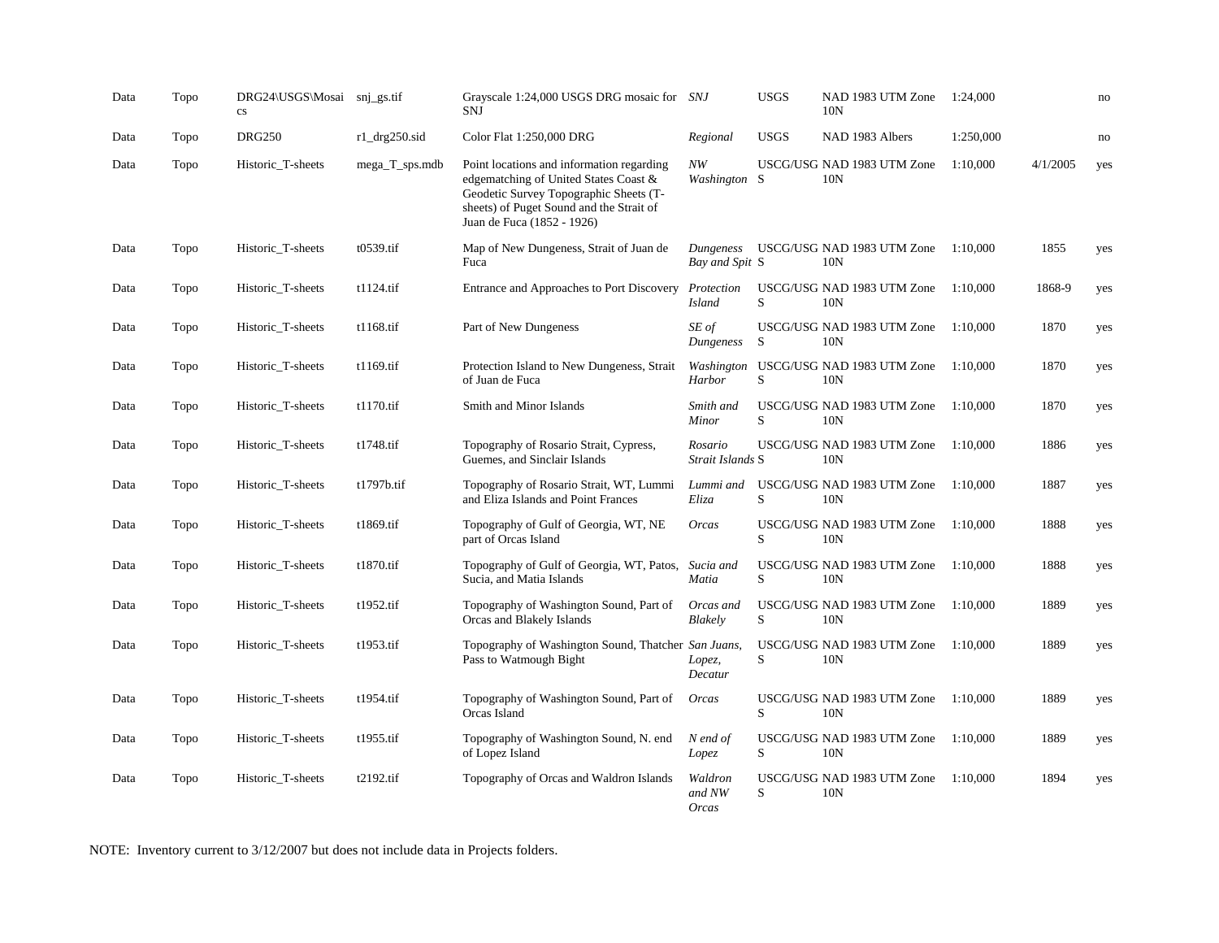| | | | | | | | | | | |
|---|---|---|---|---|---|---|---|---|---|---|
| Data | Topo | DRG24\USGS\Mosaics | snj_gs.tif | Grayscale 1:24,000 USGS DRG mosaic for SNJ | *SNJ* | USGS | NAD 1983 UTM Zone 10N | 1:24,000 | | no |
| Data | Topo | DRG250 | r1_drg250.sid | Color Flat 1:250,000 DRG | *Regional* | USGS | NAD 1983 Albers | 1:250,000 | | no |
| Data | Topo | Historic_T-sheets | mega_T_sps.mdb | Point locations and information regarding edgematching of United States Coast & Geodetic Survey Topographic Sheets (T-sheets) of Puget Sound and the Strait of Juan de Fuca (1852 - 1926) | *NW Washington* | USCG/USGS | NAD 1983 UTM Zone 10N | 1:10,000 | 4/1/2005 | yes |
| Data | Topo | Historic_T-sheets | t0539.tif | Map of New Dungeness, Strait of Juan de Fuca | *Dungeness Bay and Spit* | USCG/USGS | NAD 1983 UTM Zone 10N | 1:10,000 | 1855 | yes |
| Data | Topo | Historic_T-sheets | t1124.tif | Entrance and Approaches to Port Discovery | *Protection Island* | USCG/USGS | NAD 1983 UTM Zone 10N | 1:10,000 | 1868-9 | yes |
| Data | Topo | Historic_T-sheets | t1168.tif | Part of New Dungeness | *SE of Dungeness* | USCG/USGS | NAD 1983 UTM Zone 10N | 1:10,000 | 1870 | yes |
| Data | Topo | Historic_T-sheets | t1169.tif | Protection Island to New Dungeness, Strait of Juan de Fuca | *Washington Harbor* | USCG/USGS | NAD 1983 UTM Zone 10N | 1:10,000 | 1870 | yes |
| Data | Topo | Historic_T-sheets | t1170.tif | Smith and Minor Islands | *Smith and Minor* | USCG/USGS | NAD 1983 UTM Zone 10N | 1:10,000 | 1870 | yes |
| Data | Topo | Historic_T-sheets | t1748.tif | Topography of Rosario Strait, Cypress, Guemes, and Sinclair Islands | *Rosario Strait Islands* | USCG/USGS | NAD 1983 UTM Zone 10N | 1:10,000 | 1886 | yes |
| Data | Topo | Historic_T-sheets | t1797b.tif | Topography of Rosario Strait, WT, Lummi and Eliza Islands and Point Frances | *Lummi and Eliza* | USCG/USGS | NAD 1983 UTM Zone 10N | 1:10,000 | 1887 | yes |
| Data | Topo | Historic_T-sheets | t1869.tif | Topography of Gulf of Georgia, WT, NE part of Orcas Island | *Orcas* | USCG/USGS | NAD 1983 UTM Zone 10N | 1:10,000 | 1888 | yes |
| Data | Topo | Historic_T-sheets | t1870.tif | Topography of Gulf of Georgia, WT, Patos, Sucia, and Matia Islands | *Sucia and Matia* | USCG/USGS | NAD 1983 UTM Zone 10N | 1:10,000 | 1888 | yes |
| Data | Topo | Historic_T-sheets | t1952.tif | Topography of Washington Sound, Part of Orcas and Blakely Islands | *Orcas and Blakely* | USCG/USGS | NAD 1983 UTM Zone 10N | 1:10,000 | 1889 | yes |
| Data | Topo | Historic_T-sheets | t1953.tif | Topography of Washington Sound, Thatcher Pass to Watmough Bight | *San Juans, Lopez, Decatur* | USCG/USGS | NAD 1983 UTM Zone 10N | 1:10,000 | 1889 | yes |
| Data | Topo | Historic_T-sheets | t1954.tif | Topography of Washington Sound, Part of Orcas Island | *Orcas* | USCG/USGS | NAD 1983 UTM Zone 10N | 1:10,000 | 1889 | yes |
| Data | Topo | Historic_T-sheets | t1955.tif | Topography of Washington Sound, N. end of Lopez Island | *N end of Lopez* | USCG/USGS | NAD 1983 UTM Zone 10N | 1:10,000 | 1889 | yes |
| Data | Topo | Historic_T-sheets | t2192.tif | Topography of Orcas and Waldron Islands | *Waldron and NW Orcas* | USCG/USGS | NAD 1983 UTM Zone 10N | 1:10,000 | 1894 | yes |

NOTE: Inventory current to 3/12/2007 but does not include data in Projects folders.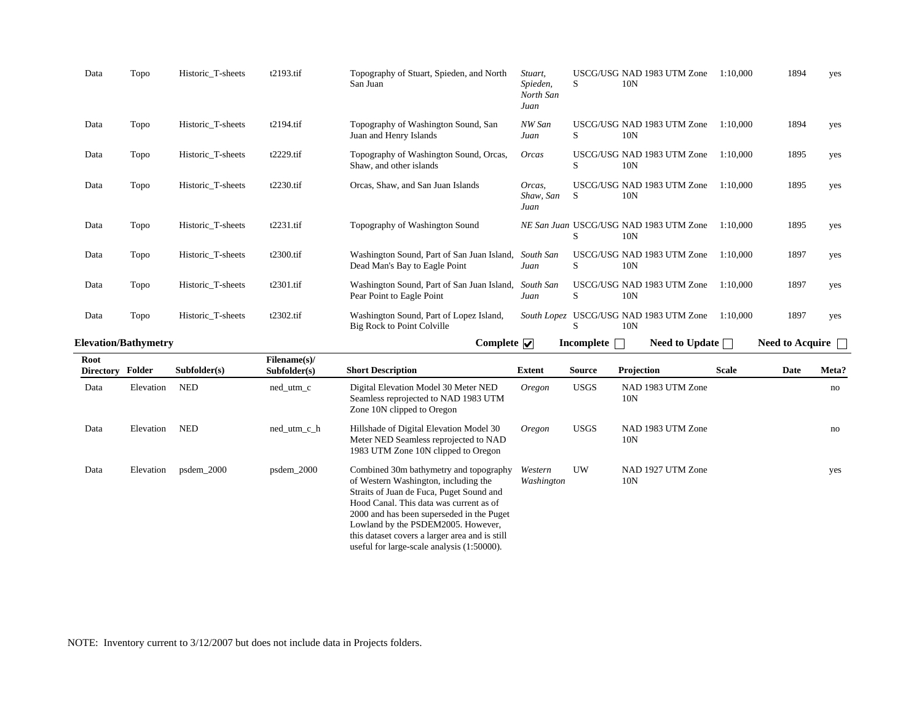| Data | Topo | Historic_T-sheets | t2193.tif | Topography of Stuart, Spieden, and North San Juan | *Stuart, Spieden, North San Juan* | USCG/USGS | NAD 1983 UTM Zone 10N | 1:10,000 | 1894 | yes |
|---|---|---|---|---|---|---|---|---|---|---|
| Data | Topo | Historic_T-sheets | t2194.tif | Topography of Washington Sound, San Juan and Henry Islands | *NW San Juan* | USCG/USGS | NAD 1983 UTM Zone 10N | 1:10,000 | 1894 | yes |
| Data | Topo | Historic_T-sheets | t2229.tif | Topography of Washington Sound, Orcas, Shaw, and other islands | *Orcas* | USCG/USGS | NAD 1983 UTM Zone 10N | 1:10,000 | 1895 | yes |
| Data | Topo | Historic_T-sheets | t2230.tif | Orcas, Shaw, and San Juan Islands | *Orcas, Shaw, San Juan* | USCG/USGS | NAD 1983 UTM Zone 10N | 1:10,000 | 1895 | yes |
| Data | Topo | Historic_T-sheets | t2231.tif | Topography of Washington Sound | *NE San Juan* | USCG/USGS | NAD 1983 UTM Zone 10N | 1:10,000 | 1895 | yes |
| Data | Topo | Historic_T-sheets | t2300.tif | Washington Sound, Part of San Juan Island, Dead Man's Bay to Eagle Point | *South San Juan* | USCG/USGS | NAD 1983 UTM Zone 10N | 1:10,000 | 1897 | yes |
| Data | Topo | Historic_T-sheets | t2301.tif | Washington Sound, Part of San Juan Island, Pear Point to Eagle Point | *South San Juan* | USCG/USGS | NAD 1983 UTM Zone 10N | 1:10,000 | 1897 | yes |
| Data | Topo | Historic_T-sheets | t2302.tif | Washington Sound, Part of Lopez Island, Big Rock to Point Colville | *South Lopez* | USCG/USGS | NAD 1983 UTM Zone 10N | 1:10,000 | 1897 | yes |

**Elevation/Bathymetry** — **Complete** ☑ **Incomplete** ☐ **Need to Update** ☐ **Need to Acquire** ☐

| Root Directory | Folder | Subfolder(s) | Filename(s)/ Subfolder(s) | Short Description | Extent | Source | Projection | Scale | Date | Meta? |
|---|---|---|---|---|---|---|---|---|---|---|
| Data | Elevation | NED | ned_utm_c | Digital Elevation Model 30 Meter NED Seamless reprojected to NAD 1983 UTM Zone 10N clipped to Oregon | *Oregon* | USGS | NAD 1983 UTM Zone 10N | | | no |
| Data | Elevation | NED | ned_utm_c_h | Hillshade of Digital Elevation Model 30 Meter NED Seamless reprojected to NAD 1983 UTM Zone 10N clipped to Oregon | *Oregon* | USGS | NAD 1983 UTM Zone 10N | | | no |
| Data | Elevation | psdem_2000 | psdem_2000 | Combined 30m bathymetry and topography of Western Washington, including the Straits of Juan de Fuca, Puget Sound and Hood Canal. This data was current as of 2000 and has been superseded in the Puget Lowland by the PSDEM2005. However, this dataset covers a larger area and is still useful for large-scale analysis (1:50000). | *Western Washington* | UW | NAD 1927 UTM Zone 10N | | | yes |

NOTE: Inventory current to 3/12/2007 but does not include data in Projects folders.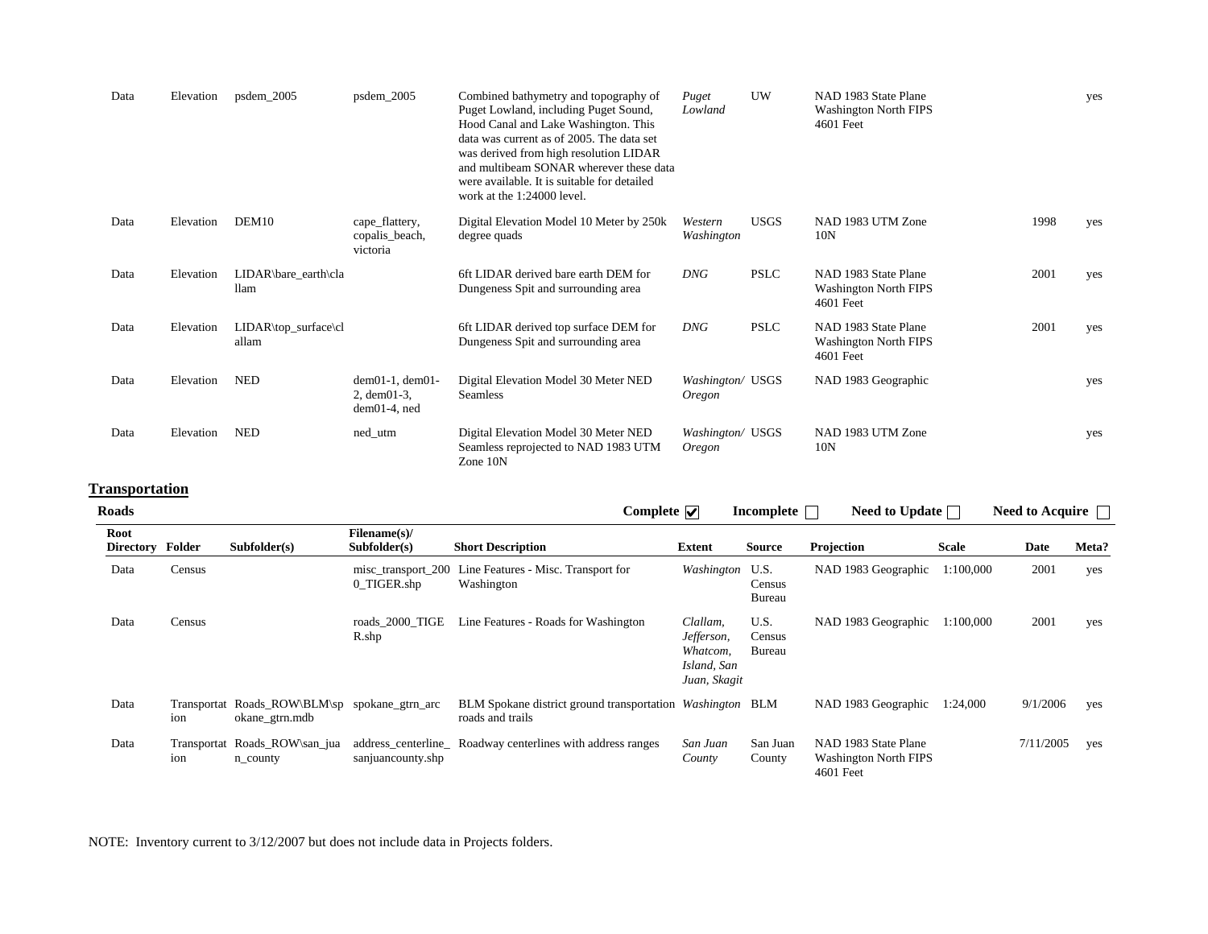| Data | Elevation | psdem_2005 | psdem_2005 | Combined bathymetry and topography of Puget Lowland, including Puget Sound, Hood Canal and Lake Washington. This data was current as of 2005. The data set was derived from high resolution LIDAR and multibeam SONAR wherever these data were available. It is suitable for detailed work at the 1:24000 level. | *Puget Lowland* | UW | NAD 1983 State Plane Washington North FIPS 4601 Feet | | | yes |
|---|---|---|---|---|---|---|---|---|---|---|
| Data | Elevation | DEM10 | cape_flattery, copalis_beach, victoria | Digital Elevation Model 10 Meter by 250k degree quads | *Western Washington* | USGS | NAD 1983 UTM Zone 10N | | 1998 | yes |
| Data | Elevation | LIDAR\bare_earth\clallam | | 6ft LIDAR derived bare earth DEM for Dungeness Spit and surrounding area | *DNG* | PSLC | NAD 1983 State Plane Washington North FIPS 4601 Feet | | 2001 | yes |
| Data | Elevation | LIDAR\top_surface\clallam | | 6ft LIDAR derived top surface DEM for Dungeness Spit and surrounding area | *DNG* | PSLC | NAD 1983 State Plane Washington North FIPS 4601 Feet | | 2001 | yes |
| Data | Elevation | NED | dem01-1, dem01-2, dem01-3, dem01-4, ned | Digital Elevation Model 30 Meter NED Seamless | *Washington/ Oregon* | USGS | NAD 1983 Geographic | | | yes |
| Data | Elevation | NED | ned_utm | Digital Elevation Model 30 Meter NED Seamless reprojected to NAD 1983 UTM Zone 10N | *Washington/ Oregon* | USGS | NAD 1983 UTM Zone 10N | | | yes |

## Transportation

**Roads** **Complete** ☑ **Incomplete** ☐ **Need to Update** ☐ **Need to Acquire** ☐

| Root Directory | Folder | Subfolder(s) | Filename(s)/ Subfolder(s) | Short Description | Extent | Source | Projection | Scale | Date | Meta? |
|---|---|---|---|---|---|---|---|---|---|---|
| Data | Census | | misc_transport_2000_TIGER.shp | Line Features - Misc. Transport for Washington | *Washington* | U.S. Census Bureau | NAD 1983 Geographic | 1:100,000 | 2001 | yes |
| Data | Census | | roads_2000_TIGER.shp | Line Features - Roads for Washington | *Clallam, Jefferson, Whatcom, Island, San Juan, Skagit* | U.S. Census Bureau | NAD 1983 Geographic | 1:100,000 | 2001 | yes |
| Data | Transportation | Roads_ROW\BLM\spokane_gtrn.mdb | spokane_gtrn_arc | BLM Spokane district ground transportation roads and trails | *Washington* | BLM | NAD 1983 Geographic | 1:24,000 | 9/1/2006 | yes |
| Data | Transportation | Roads_ROW\san_juan_county | address_centerline_sanjuancounty.shp | Roadway centerlines with address ranges | *San Juan County* | San Juan County | NAD 1983 State Plane Washington North FIPS 4601 Feet | | 7/11/2005 | yes |

NOTE: Inventory current to 3/12/2007 but does not include data in Projects folders.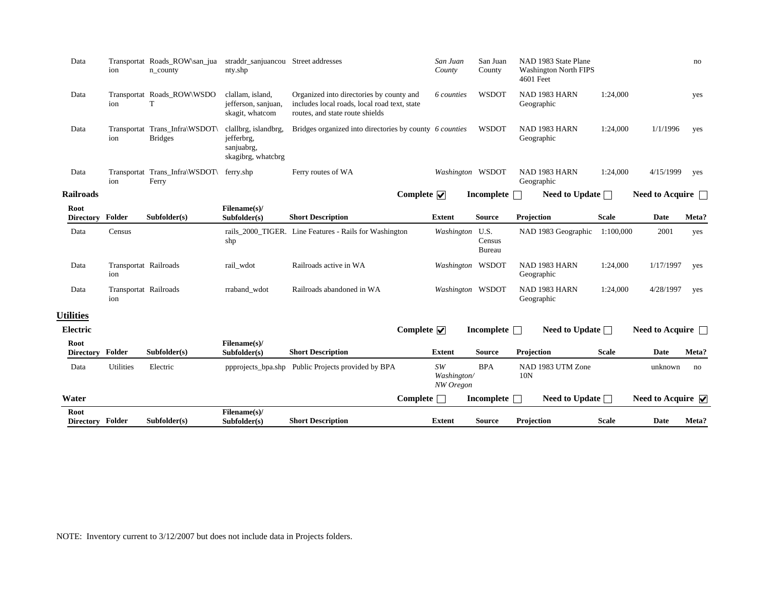| Root Directory | Folder | Subfolder(s) | Filename(s)/ Subfolder(s) | Short Description | Extent | Source | Projection | Scale | Date | Meta? |
|---|---|---|---|---|---|---|---|---|---|---|
| Data | Transportation | Roads_ROW\san_juan_county | straddr_sanjuancounty.shp | Street addresses | *San Juan County* | San Juan County | NAD 1983 State Plane Washington North FIPS 4601 Feet | | | no |
| Data | Transportation | Roads_ROW\WSDOT | clallam, island, jefferson, sanjuan, skagit, whatcom | Organized into directories by county and includes local roads, local road text, state routes, and state route shields | *6 counties* | WSDOT | NAD 1983 HARN Geographic | 1:24,000 | | yes |
| Data | Transportation | Trans_Infra\WSDOT\Bridges | clallbrg, islandbrg, jefferbrg, sanjuabrg, skagibrg, whatcbrg | Bridges organized into directories by county | *6 counties* | WSDOT | NAD 1983 HARN Geographic | 1:24,000 | 1/1/1996 | yes |
| Data | Transportation | Trans_Infra\WSDOT\Ferry | ferry.shp | Ferry routes of WA | *Washington* | WSDOT | NAD 1983 HARN Geographic | 1:24,000 | 4/15/1999 | yes |

**Railroads** Complete ☑ Incomplete ☐ Need to Update ☐ Need to Acquire ☐

| Root Directory | Folder | Subfolder(s) | Filename(s)/ Subfolder(s) | Short Description | Extent | Source | Projection | Scale | Date | Meta? |
|---|---|---|---|---|---|---|---|---|---|---|
| Data | Census | | rails_2000_TIGER.shp | Line Features - Rails for Washington | *Washington* | U.S. Census Bureau | NAD 1983 Geographic | 1:100,000 | 2001 | yes |
| Data | Transportation | Railroads | rail_wdot | Railroads active in WA | *Washington* | WSDOT | NAD 1983 HARN Geographic | 1:24,000 | 1/17/1997 | yes |
| Data | Transportation | Railroads | rraband_wdot | Railroads abandoned in WA | *Washington* | WSDOT | NAD 1983 HARN Geographic | 1:24,000 | 4/28/1997 | yes |

## Utilities

**Electric** Complete ☑ Incomplete ☐ Need to Update ☐ Need to Acquire ☐

| Root Directory | Folder | Subfolder(s) | Filename(s)/ Subfolder(s) | Short Description | Extent | Source | Projection | Scale | Date | Meta? |
|---|---|---|---|---|---|---|---|---|---|---|
| Data | Utilities | Electric | ppprojects_bpa.shp | Public Projects provided by BPA | *SW Washington/ NW Oregon* | BPA | NAD 1983 UTM Zone 10N | | unknown | no |

**Water** Complete ☐ Incomplete ☐ Need to Update ☐ Need to Acquire ☑

| Root Directory | Folder | Subfolder(s) | Filename(s)/ Subfolder(s) | Short Description | Extent | Source | Projection | Scale | Date | Meta? |
|---|---|---|---|---|---|---|---|---|---|---|

NOTE: Inventory current to 3/12/2007 but does not include data in Projects folders.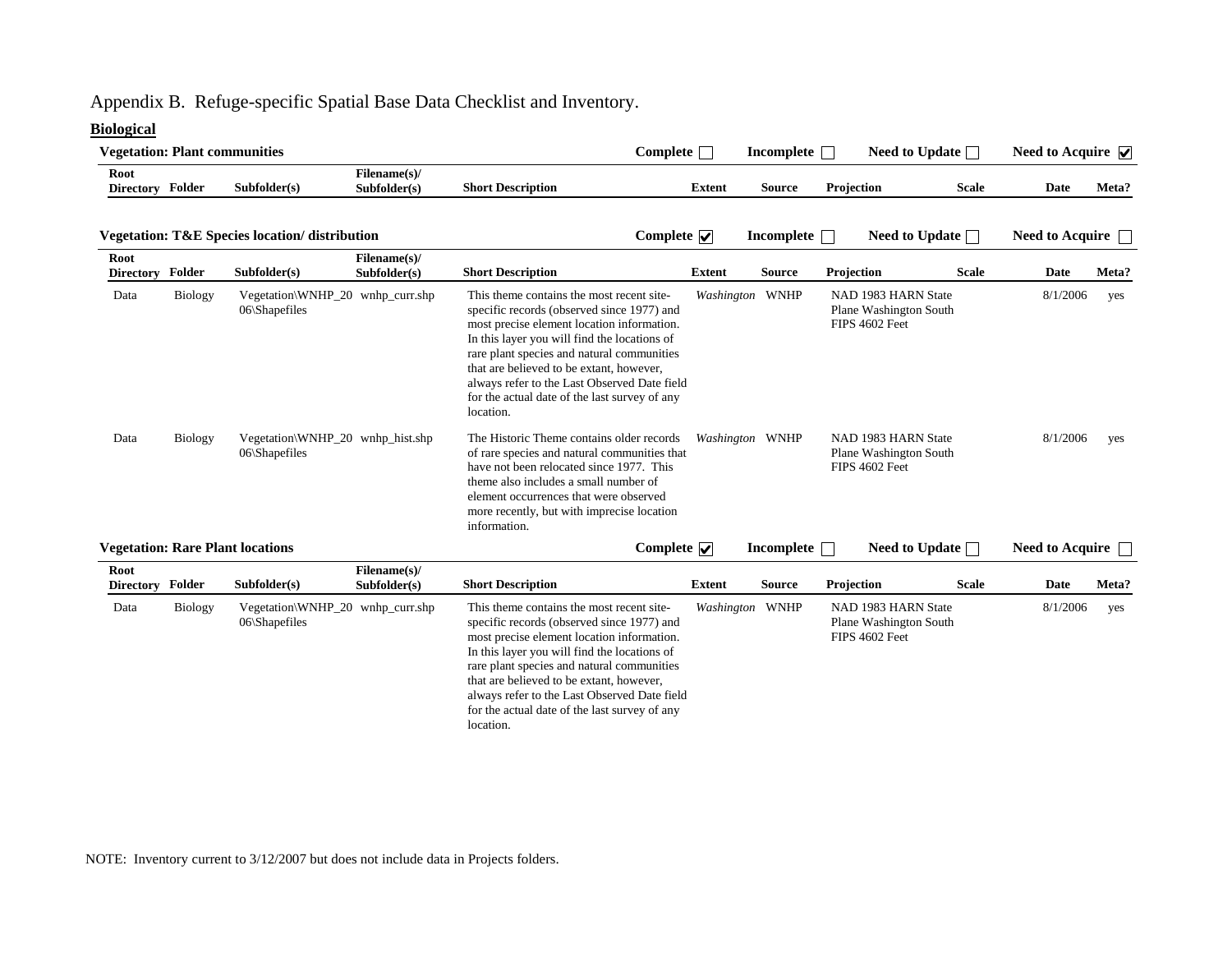Appendix B. Refuge-specific Spatial Base Data Checklist and Inventory.

## Biological

**Vegetation: Plant communities** — Complete ☐ Incomplete ☐ Need to Update ☐ Need to Acquire ☑

| Root Directory | Folder | Subfolder(s) | Filename(s)/ Subfolder(s) | Short Description | Extent | Source | Projection | Scale | Date | Meta? |
|---|---|---|---|---|---|---|---|---|---|---|

**Vegetation: T&E Species location/ distribution** — Complete ☑ Incomplete ☐ Need to Update ☐ Need to Acquire ☐

| Root Directory | Folder | Subfolder(s) | Filename(s)/ Subfolder(s) | Short Description | Extent | Source | Projection | Scale | Date | Meta? |
|---|---|---|---|---|---|---|---|---|---|---|
| Data | Biology | Vegetation\WNHP_2006\Shapefiles | wnhp_curr.shp | This theme contains the most recent site-specific records (observed since 1977) and most precise element location information. In this layer you will find the locations of rare plant species and natural communities that are believed to be extant, however, always refer to the Last Observed Date field for the actual date of the last survey of any location. | *Washington* | WNHP | NAD 1983 HARN State Plane Washington South FIPS 4602 Feet | | 8/1/2006 | yes |
| Data | Biology | Vegetation\WNHP_2006\Shapefiles | wnhp_hist.shp | The Historic Theme contains older records of rare species and natural communities that have not been relocated since 1977. This theme also includes a small number of element occurrences that were observed more recently, but with imprecise location information. | *Washington* | WNHP | NAD 1983 HARN State Plane Washington South FIPS 4602 Feet | | 8/1/2006 | yes |

**Vegetation: Rare Plant locations** — Complete ☑ Incomplete ☐ Need to Update ☐ Need to Acquire ☐

| Root Directory | Folder | Subfolder(s) | Filename(s)/ Subfolder(s) | Short Description | Extent | Source | Projection | Scale | Date | Meta? |
|---|---|---|---|---|---|---|---|---|---|---|
| Data | Biology | Vegetation\WNHP_2006\Shapefiles | wnhp_curr.shp | This theme contains the most recent site-specific records (observed since 1977) and most precise element location information. In this layer you will find the locations of rare plant species and natural communities that are believed to be extant, however, always refer to the Last Observed Date field for the actual date of the last survey of any location. | *Washington* | WNHP | NAD 1983 HARN State Plane Washington South FIPS 4602 Feet | | 8/1/2006 | yes |

NOTE: Inventory current to 3/12/2007 but does not include data in Projects folders.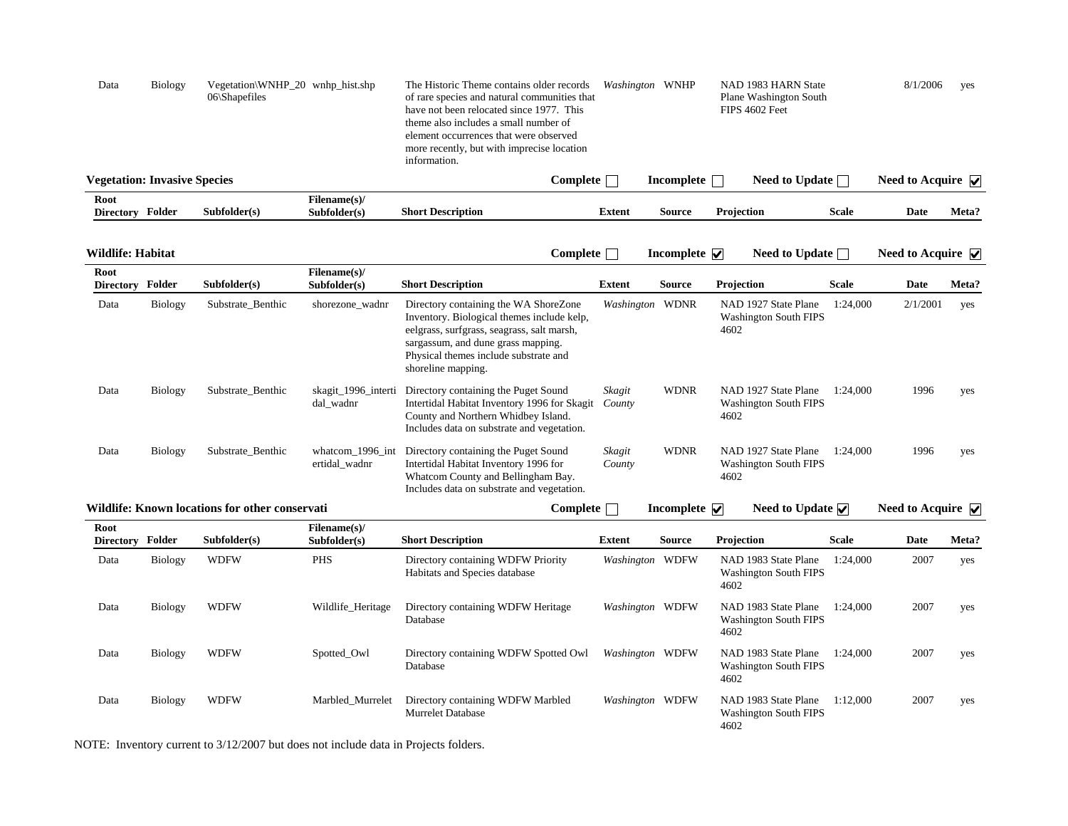| Root Directory | Folder | Subfolder(s) | Filename(s)/ Subfolder(s) | Short Description | Extent | Source | Projection | Scale | Date | Meta? |
|---|---|---|---|---|---|---|---|---|---|---|
| Data | Biology | Vegetation\WNHP_2006\Shapefiles | wnhp_hist.shp | The Historic Theme contains older records of rare species and natural communities that have not been relocated since 1977. This theme also includes a small number of element occurrences that were observed more recently, but with imprecise location information. | *Washington* | WNHP | NAD 1983 HARN State Plane Washington South FIPS 4602 Feet | | 8/1/2006 | yes |

**Vegetation: Invasive Species** — Complete ☐ Incomplete ☐ Need to Update ☐ Need to Acquire ☑

| Root Directory | Folder | Subfolder(s) | Filename(s)/ Subfolder(s) | Short Description | Extent | Source | Projection | Scale | Date | Meta? |
|---|---|---|---|---|---|---|---|---|---|---|

**Wildlife: Habitat** — Complete ☐ Incomplete ☑ Need to Update ☐ Need to Acquire ☑

| Root Directory | Folder | Subfolder(s) | Filename(s)/ Subfolder(s) | Short Description | Extent | Source | Projection | Scale | Date | Meta? |
|---|---|---|---|---|---|---|---|---|---|---|
| Data | Biology | Substrate_Benthic | shorezone_wadnr | Directory containing the WA ShoreZone Inventory. Biological themes include kelp, eelgrass, surfgrass, seagrass, salt marsh, sargassum, and dune grass mapping. Physical themes include substrate and shoreline mapping. | *Washington* | WDNR | NAD 1927 State Plane Washington South FIPS 4602 | 1:24,000 | 2/1/2001 | yes |
| Data | Biology | Substrate_Benthic | skagit_1996_intertidal_wadnr | Directory containing the Puget Sound Intertidal Habitat Inventory 1996 for Skagit County and Northern Whidbey Island. Includes data on substrate and vegetation. | *Skagit County* | WDNR | NAD 1927 State Plane Washington South FIPS 4602 | 1:24,000 | 1996 | yes |
| Data | Biology | Substrate_Benthic | whatcom_1996_intertidal_wadnr | Directory containing the Puget Sound Intertidal Habitat Inventory 1996 for Whatcom County and Bellingham Bay. Includes data on substrate and vegetation. | *Skagit County* | WDNR | NAD 1927 State Plane Washington South FIPS 4602 | 1:24,000 | 1996 | yes |

**Wildlife: Known locations for other conservati** — Complete ☐ Incomplete ☑ Need to Update ☑ Need to Acquire ☑

| Root Directory | Folder | Subfolder(s) | Filename(s)/ Subfolder(s) | Short Description | Extent | Source | Projection | Scale | Date | Meta? |
|---|---|---|---|---|---|---|---|---|---|---|
| Data | Biology | WDFW | PHS | Directory containing WDFW Priority Habitats and Species database | *Washington* | WDFW | NAD 1983 State Plane Washington South FIPS 4602 | 1:24,000 | 2007 | yes |
| Data | Biology | WDFW | Wildlife_Heritage | Directory containing WDFW Heritage Database | *Washington* | WDFW | NAD 1983 State Plane Washington South FIPS 4602 | 1:24,000 | 2007 | yes |
| Data | Biology | WDFW | Spotted_Owl | Directory containing WDFW Spotted Owl Database | *Washington* | WDFW | NAD 1983 State Plane Washington South FIPS 4602 | 1:24,000 | 2007 | yes |
| Data | Biology | WDFW | Marbled_Murrelet | Directory containing WDFW Marbled Murrelet Database | *Washington* | WDFW | NAD 1983 State Plane Washington South FIPS 4602 | 1:12,000 | 2007 | yes |

NOTE: Inventory current to 3/12/2007 but does not include data in Projects folders.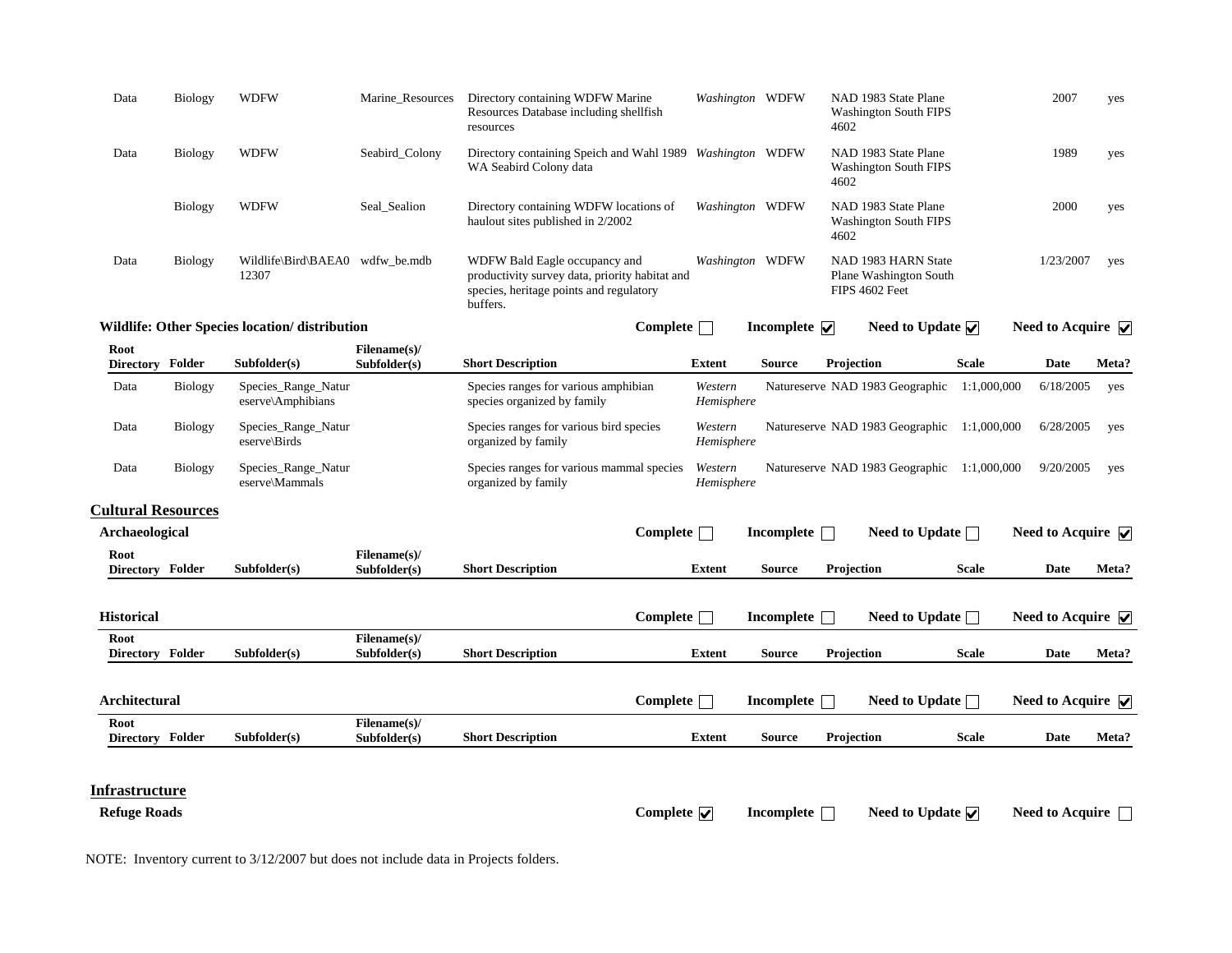| Root Directory | Folder | Subfolder(s) | Filename(s)/ Subfolder(s) | Short Description | Extent | Source | Projection | Scale | Date | Meta? |
|---|---|---|---|---|---|---|---|---|---|---|
| Data | Biology | WDFW | Marine_Resources | Directory containing WDFW Marine Resources Database including shellfish resources | *Washington* | WDFW | NAD 1983 State Plane Washington South FIPS 4602 | | 2007 | yes |
| Data | Biology | WDFW | Seabird_Colony | Directory containing Speich and Wahl 1989 WA Seabird Colony data | *Washington* | WDFW | NAD 1983 State Plane Washington South FIPS 4602 | | 1989 | yes |
| | Biology | WDFW | Seal_Sealion | Directory containing WDFW locations of haulout sites published in 2/2002 | *Washington* | WDFW | NAD 1983 State Plane Washington South FIPS 4602 | | 2000 | yes |
| Data | Biology | Wildlife\Bird\BAEA012307 | wdfw_be.mdb | WDFW Bald Eagle occupancy and productivity survey data, priority habitat and species, heritage points and regulatory buffers. | *Washington* | WDFW | NAD 1983 HARN State Plane Washington South FIPS 4602 Feet | | 1/23/2007 | yes |

**Wildlife: Other Species location/ distribution** — Complete ☐ Incomplete ☑ Need to Update ☑ Need to Acquire ☑

| Root Directory | Folder | Subfolder(s) | Filename(s)/ Subfolder(s) | Short Description | Extent | Source | Projection | Scale | Date | Meta? |
|---|---|---|---|---|---|---|---|---|---|---|
| Data | Biology | Species_Range_Natureserve\Amphibians | | Species ranges for various amphibian species organized by family | *Western Hemisphere* | Natureserve | NAD 1983 Geographic | 1:1,000,000 | 6/18/2005 | yes |
| Data | Biology | Species_Range_Natureserve\Birds | | Species ranges for various bird species organized by family | *Western Hemisphere* | Natureserve | NAD 1983 Geographic | 1:1,000,000 | 6/28/2005 | yes |
| Data | Biology | Species_Range_Natureserve\Mammals | | Species ranges for various mammal species organized by family | *Western Hemisphere* | Natureserve | NAD 1983 Geographic | 1:1,000,000 | 9/20/2005 | yes |

## Cultural Resources

**Archaeological** — Complete ☐ Incomplete ☐ Need to Update ☐ Need to Acquire ☑

| Root Directory | Folder | Subfolder(s) | Filename(s)/ Subfolder(s) | Short Description | Extent | Source | Projection | Scale | Date | Meta? |
|---|---|---|---|---|---|---|---|---|---|---|

**Historical** — Complete ☐ Incomplete ☐ Need to Update ☐ Need to Acquire ☑

| Root Directory | Folder | Subfolder(s) | Filename(s)/ Subfolder(s) | Short Description | Extent | Source | Projection | Scale | Date | Meta? |
|---|---|---|---|---|---|---|---|---|---|---|

**Architectural** — Complete ☐ Incomplete ☐ Need to Update ☐ Need to Acquire ☑

| Root Directory | Folder | Subfolder(s) | Filename(s)/ Subfolder(s) | Short Description | Extent | Source | Projection | Scale | Date | Meta? |
|---|---|---|---|---|---|---|---|---|---|---|

## Infrastructure

**Refuge Roads** — Complete ☑ Incomplete ☐ Need to Update ☑ Need to Acquire ☐

NOTE: Inventory current to 3/12/2007 but does not include data in Projects folders.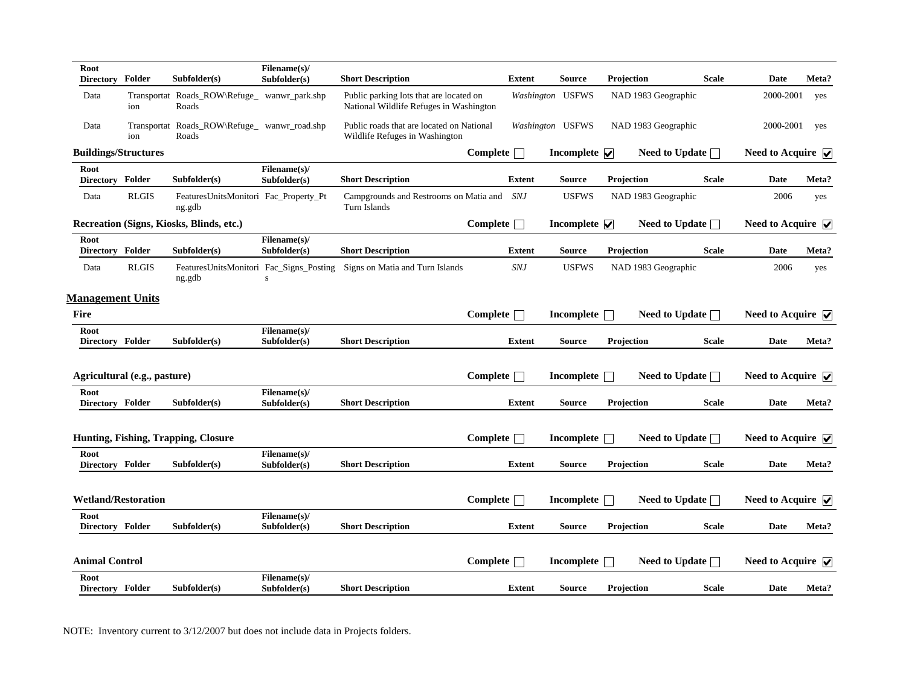| Root Directory | Folder | Subfolder(s) | Filename(s)/ Subfolder(s) | Short Description | Extent | Source | Projection | Scale | Date | Meta? |
|---|---|---|---|---|---|---|---|---|---|---|
| Data | Transportation | Roads_ROW\Refuge_Roads | wanwr_park.shp | Public parking lots that are located on National Wildlife Refuges in Washington | *Washington* | USFWS | NAD 1983 Geographic | | 2000-2001 | yes |
| Data | Transportation | Roads_ROW\Refuge_Roads | wanwr_road.shp | Public roads that are located on National Wildlife Refuges in Washington | *Washington* | USFWS | NAD 1983 Geographic | | 2000-2001 | yes |

**Buildings/Structures** — Complete ☐ Incomplete ☑ Need to Update ☐ Need to Acquire ☑

| Root Directory | Folder | Subfolder(s) | Filename(s)/ Subfolder(s) | Short Description | Extent | Source | Projection | Scale | Date | Meta? |
|---|---|---|---|---|---|---|---|---|---|---|
| Data | RLGIS | FeaturesUnitsMonitoring.gdb | Fac_Property_Pt | Campgrounds and Restrooms on Matia and Turn Islands | *SNJ* | USFWS | NAD 1983 Geographic | | 2006 | yes |

**Recreation (Signs, Kiosks, Blinds, etc.)** — Complete ☐ Incomplete ☑ Need to Update ☐ Need to Acquire ☑

| Root Directory | Folder | Subfolder(s) | Filename(s)/ Subfolder(s) | Short Description | Extent | Source | Projection | Scale | Date | Meta? |
|---|---|---|---|---|---|---|---|---|---|---|
| Data | RLGIS | FeaturesUnitsMonitoring.gdb | Fac_Signs_Postings | Signs on Matia and Turn Islands | *SNJ* | USFWS | NAD 1983 Geographic | | 2006 | yes |

## Management Units

**Fire** — Complete ☐ Incomplete ☐ Need to Update ☐ Need to Acquire ☑

| Root Directory | Folder | Subfolder(s) | Filename(s)/ Subfolder(s) | Short Description | Extent | Source | Projection | Scale | Date | Meta? |
|---|---|---|---|---|---|---|---|---|---|---|

**Agricultural (e.g., pasture)** — Complete ☐ Incomplete ☐ Need to Update ☐ Need to Acquire ☑

| Root Directory | Folder | Subfolder(s) | Filename(s)/ Subfolder(s) | Short Description | Extent | Source | Projection | Scale | Date | Meta? |
|---|---|---|---|---|---|---|---|---|---|---|

**Hunting, Fishing, Trapping, Closure** — Complete ☐ Incomplete ☐ Need to Update ☐ Need to Acquire ☑

| Root Directory | Folder | Subfolder(s) | Filename(s)/ Subfolder(s) | Short Description | Extent | Source | Projection | Scale | Date | Meta? |
|---|---|---|---|---|---|---|---|---|---|---|

**Wetland/Restoration** — Complete ☐ Incomplete ☐ Need to Update ☐ Need to Acquire ☑

| Root Directory | Folder | Subfolder(s) | Filename(s)/ Subfolder(s) | Short Description | Extent | Source | Projection | Scale | Date | Meta? |
|---|---|---|---|---|---|---|---|---|---|---|

**Animal Control** — Complete ☐ Incomplete ☐ Need to Update ☐ Need to Acquire ☑

| Root Directory | Folder | Subfolder(s) | Filename(s)/ Subfolder(s) | Short Description | Extent | Source | Projection | Scale | Date | Meta? |
|---|---|---|---|---|---|---|---|---|---|---|

NOTE: Inventory current to 3/12/2007 but does not include data in Projects folders.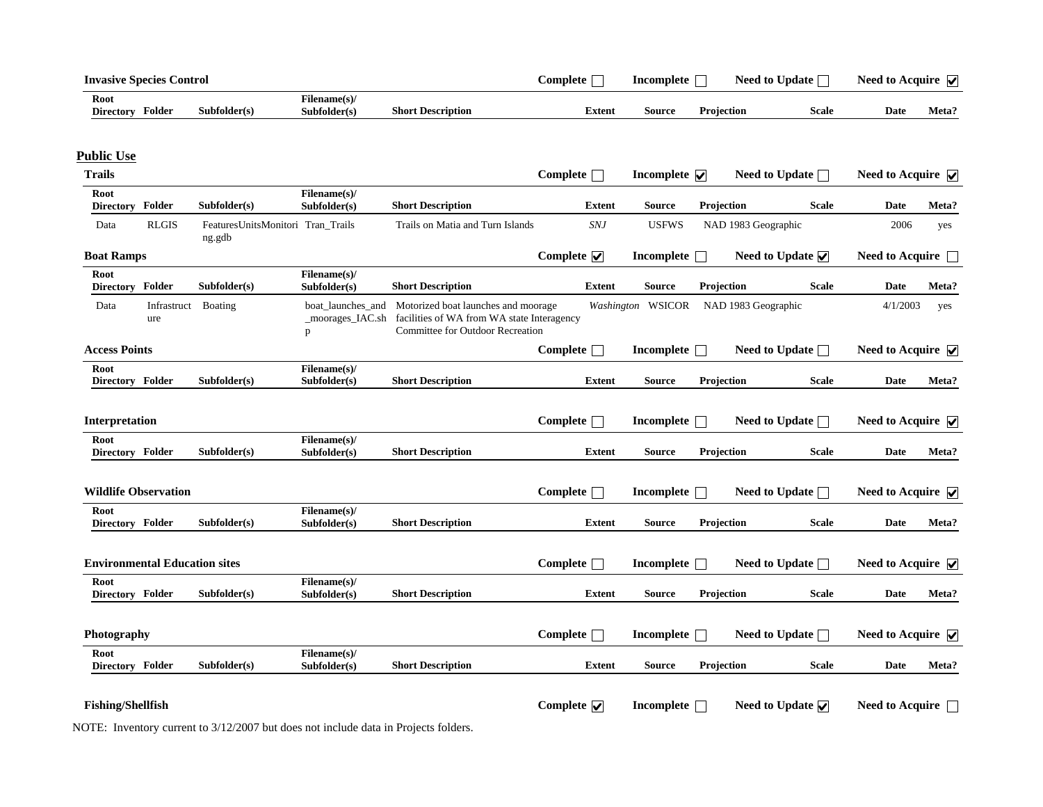**Invasive Species Control** — Complete ☐ Incomplete ☐ Need to Update ☐ Need to Acquire ☑

| Root Directory | Folder | Subfolder(s) | Filename(s)/ Subfolder(s) | Short Description | Extent | Source | Projection | Scale | Date | Meta? |
|---|---|---|---|---|---|---|---|---|---|---|

## Public Use

**Trails** — Complete ☐ Incomplete ☑ Need to Update ☐ Need to Acquire ☑

| Root Directory | Folder | Subfolder(s) | Filename(s)/ Subfolder(s) | Short Description | Extent | Source | Projection | Scale | Date | Meta? |
|---|---|---|---|---|---|---|---|---|---|---|
| Data | RLGIS | FeaturesUnitsMonitoring.gdb | Tran_Trails | Trails on Matia and Turn Islands | *SNJ* | USFWS | NAD 1983 Geographic | | 2006 | yes |

**Boat Ramps** — Complete ☑ Incomplete ☐ Need to Update ☑ Need to Acquire ☐

| Root Directory | Folder | Subfolder(s) | Filename(s)/ Subfolder(s) | Short Description | Extent | Source | Projection | Scale | Date | Meta? |
|---|---|---|---|---|---|---|---|---|---|---|
| Data | Infrastructure | Boating | boat_launches_and_moorages_IAC.shp | Motorized boat launches and moorage facilities of WA from WA state Interagency Committee for Outdoor Recreation | *Washington* | WSICOR | NAD 1983 Geographic | | 4/1/2003 | yes |

**Access Points** — Complete ☐ Incomplete ☐ Need to Update ☐ Need to Acquire ☑

| Root Directory | Folder | Subfolder(s) | Filename(s)/ Subfolder(s) | Short Description | Extent | Source | Projection | Scale | Date | Meta? |
|---|---|---|---|---|---|---|---|---|---|---|

**Interpretation** — Complete ☐ Incomplete ☐ Need to Update ☐ Need to Acquire ☑

| Root Directory | Folder | Subfolder(s) | Filename(s)/ Subfolder(s) | Short Description | Extent | Source | Projection | Scale | Date | Meta? |
|---|---|---|---|---|---|---|---|---|---|---|

**Wildlife Observation** — Complete ☐ Incomplete ☐ Need to Update ☐ Need to Acquire ☑

| Root Directory | Folder | Subfolder(s) | Filename(s)/ Subfolder(s) | Short Description | Extent | Source | Projection | Scale | Date | Meta? |
|---|---|---|---|---|---|---|---|---|---|---|

**Environmental Education sites** — Complete ☐ Incomplete ☐ Need to Update ☐ Need to Acquire ☑

| Root Directory | Folder | Subfolder(s) | Filename(s)/ Subfolder(s) | Short Description | Extent | Source | Projection | Scale | Date | Meta? |
|---|---|---|---|---|---|---|---|---|---|---|

**Photography** — Complete ☐ Incomplete ☐ Need to Update ☐ Need to Acquire ☑

| Root Directory | Folder | Subfolder(s) | Filename(s)/ Subfolder(s) | Short Description | Extent | Source | Projection | Scale | Date | Meta? |
|---|---|---|---|---|---|---|---|---|---|---|

**Fishing/Shellfish** — Complete ☑ Incomplete ☐ Need to Update ☑ Need to Acquire ☐

NOTE: Inventory current to 3/12/2007 but does not include data in Projects folders.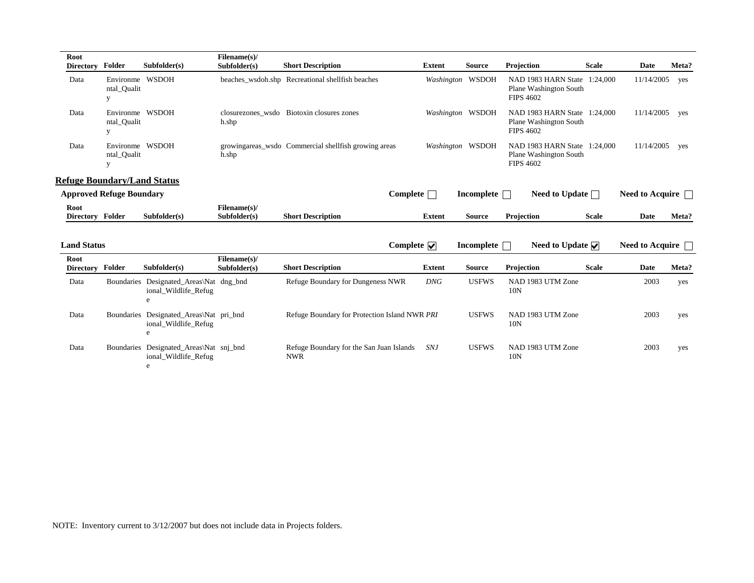| Root Directory | Folder | Subfolder(s) | Filename(s)/ Subfolder(s) | Short Description | Extent | Source | Projection | Scale | Date | Meta? |
|---|---|---|---|---|---|---|---|---|---|---|
| Data | Environmental_Quality | WSDOH | beaches_wsdoh.shp | Recreational shellfish beaches | *Washington* | WSDOH | NAD 1983 HARN State Plane Washington South FIPS 4602 | 1:24,000 | 11/14/2005 | yes |
| Data | Environmental_Quality | WSDOH | closurezones_wsdoh.shp | Biotoxin closures zones | *Washington* | WSDOH | NAD 1983 HARN State Plane Washington South FIPS 4602 | 1:24,000 | 11/14/2005 | yes |
| Data | Environmental_Quality | WSDOH | growingareas_wsdoh.shp | Commercial shellfish growing areas | *Washington* | WSDOH | NAD 1983 HARN State Plane Washington South FIPS 4602 | 1:24,000 | 11/14/2005 | yes |

## Refuge Boundary/Land Status

**Approved Refuge Boundary** — Complete ☐ Incomplete ☐ Need to Update ☐ Need to Acquire ☐

| Root Directory | Folder | Subfolder(s) | Filename(s)/ Subfolder(s) | Short Description | Extent | Source | Projection | Scale | Date | Meta? |
|---|---|---|---|---|---|---|---|---|---|---|

**Land Status** — Complete ☑ Incomplete ☐ Need to Update ☑ Need to Acquire ☐

| Root Directory | Folder | Subfolder(s) | Filename(s)/ Subfolder(s) | Short Description | Extent | Source | Projection | Scale | Date | Meta? |
|---|---|---|---|---|---|---|---|---|---|---|
| Data | Boundaries | Designated_Areas\National_Wildlife_Refuge | dng_bnd | Refuge Boundary for Dungeness NWR | *DNG* | USFWS | NAD 1983 UTM Zone 10N | | 2003 | yes |
| Data | Boundaries | Designated_Areas\National_Wildlife_Refuge | pri_bnd | Refuge Boundary for Protection Island NWR | *PRI* | USFWS | NAD 1983 UTM Zone 10N | | 2003 | yes |
| Data | Boundaries | Designated_Areas\National_Wildlife_Refuge | snj_bnd | Refuge Boundary for the San Juan Islands NWR | *SNJ* | USFWS | NAD 1983 UTM Zone 10N | | 2003 | yes |

NOTE: Inventory current to 3/12/2007 but does not include data in Projects folders.